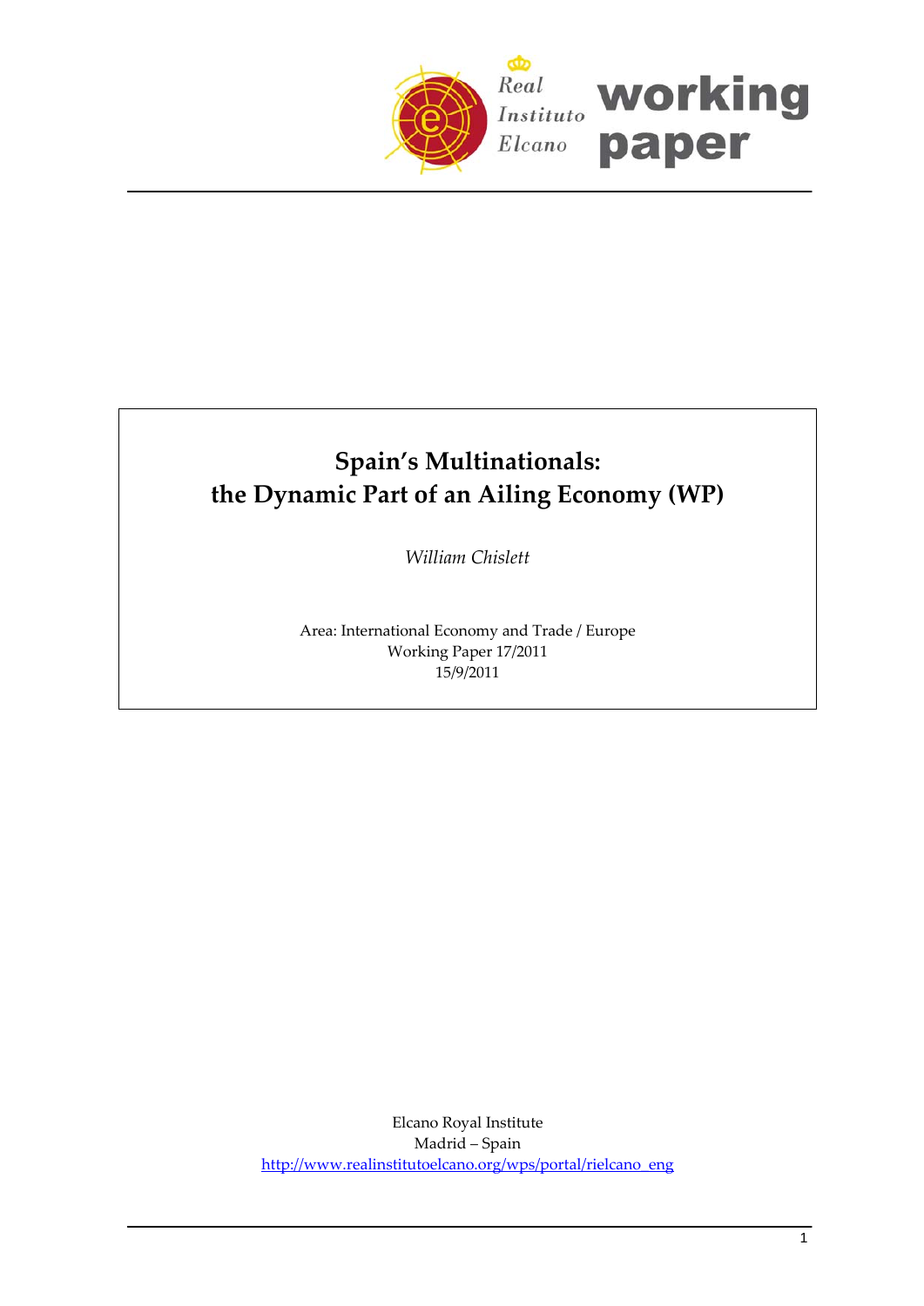# Spain's Multinationals: the Dynamic Part of an Ailing Economy (WP)

*William Chislett*

Area: International Economy and Trade / Europe
Working Paper 17/2011
15/9/2011

Elcano Royal Institute
Madrid – Spain
http://www.realinstitutoelcano.org/wps/portal/rielcano_eng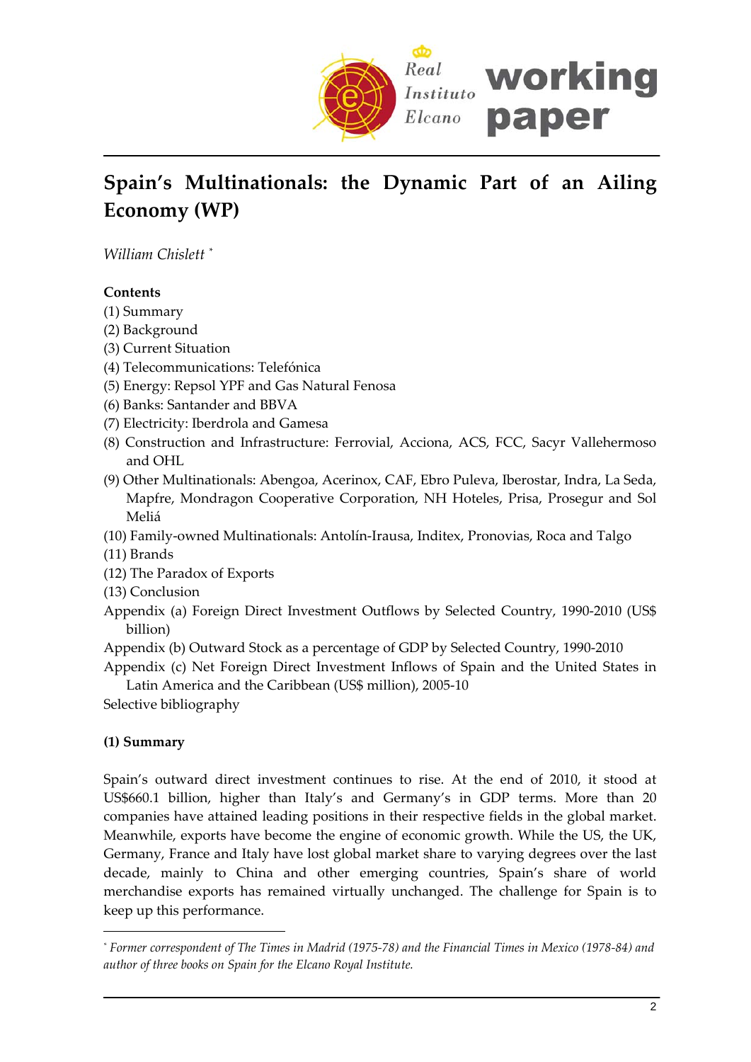# Spain's Multinationals: the Dynamic Part of an Ailing Economy (WP)

*William Chislett* [*]

**Contents**

(1) Summary
(2) Background
(3) Current Situation
(4) Telecommunications: Telefónica
(5) Energy: Repsol YPF and Gas Natural Fenosa
(6) Banks: Santander and BBVA
(7) Electricity: Iberdrola and Gamesa
(8) Construction and Infrastructure: Ferrovial, Acciona, ACS, FCC, Sacyr Vallehermoso and OHL
(9) Other Multinationals: Abengoa, Acerinox, CAF, Ebro Puleva, Iberostar, Indra, La Seda, Mapfre, Mondragon Cooperative Corporation, NH Hoteles, Prisa, Prosegur and Sol Meliá
(10) Family-owned Multinationals: Antolín-Irausa, Inditex, Pronovias, Roca and Talgo
(11) Brands
(12) The Paradox of Exports
(13) Conclusion
Appendix (a) Foreign Direct Investment Outflows by Selected Country, 1990-2010 (US$ billion)
Appendix (b) Outward Stock as a percentage of GDP by Selected Country, 1990-2010
Appendix (c) Net Foreign Direct Investment Inflows of Spain and the United States in Latin America and the Caribbean (US$ million), 2005-10
Selective bibliography

**(1) Summary**

Spain's outward direct investment continues to rise. At the end of 2010, it stood at US$660.1 billion, higher than Italy's and Germany's in GDP terms. More than 20 companies have attained leading positions in their respective fields in the global market. Meanwhile, exports have become the engine of economic growth. While the US, the UK, Germany, France and Italy have lost global market share to varying degrees over the last decade, mainly to China and other emerging countries, Spain's share of world merchandise exports has remained virtually unchanged. The challenge for Spain is to keep up this performance.

---

[*] *Former correspondent of The Times in Madrid (1975-78) and the Financial Times in Mexico (1978-84) and author of three books on Spain for the Elcano Royal Institute.*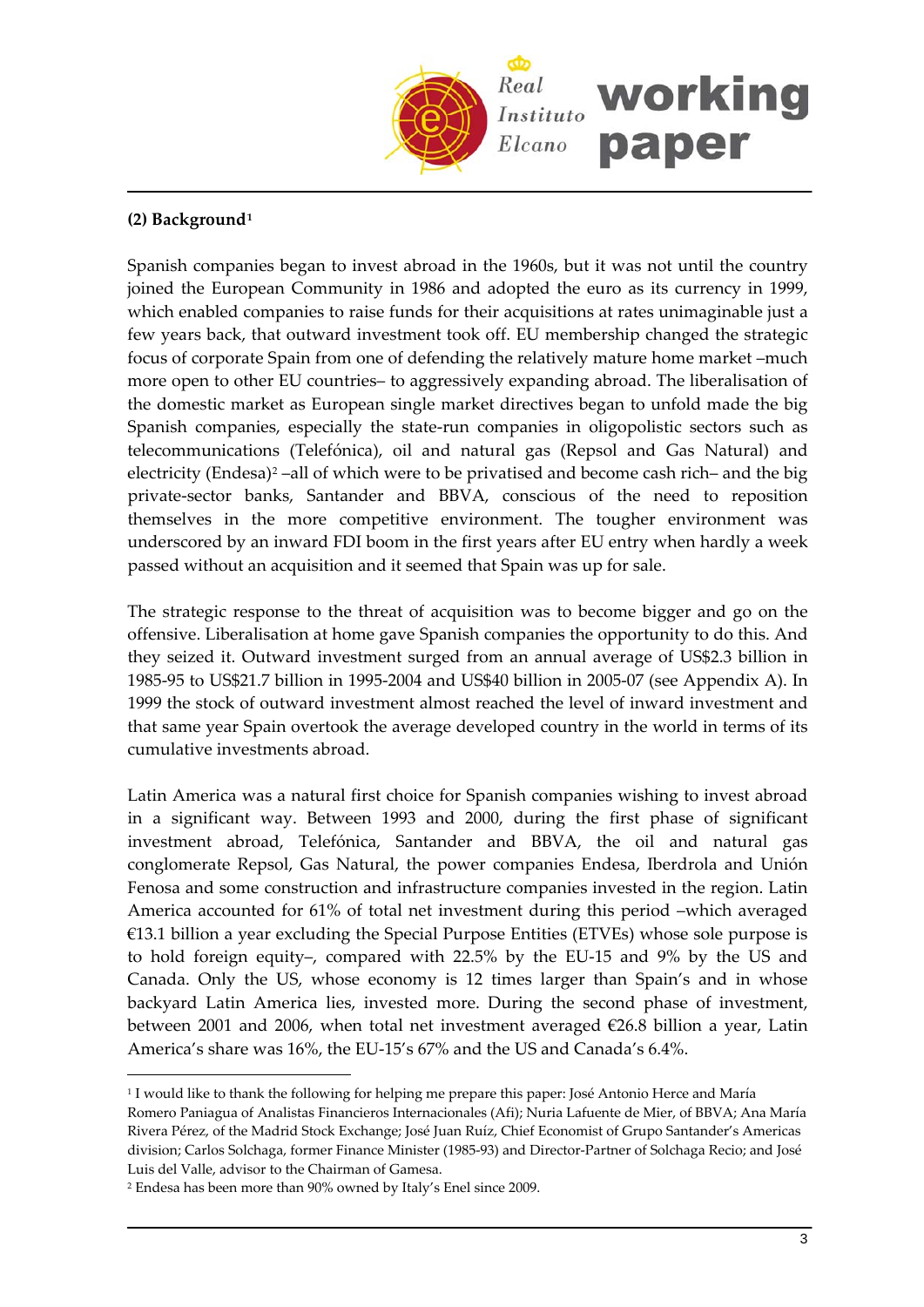## (2) Background[1]

Spanish companies began to invest abroad in the 1960s, but it was not until the country joined the European Community in 1986 and adopted the euro as its currency in 1999, which enabled companies to raise funds for their acquisitions at rates unimaginable just a few years back, that outward investment took off. EU membership changed the strategic focus of corporate Spain from one of defending the relatively mature home market –much more open to other EU countries– to aggressively expanding abroad. The liberalisation of the domestic market as European single market directives began to unfold made the big Spanish companies, especially the state-run companies in oligopolistic sectors such as telecommunications (Telefónica), oil and natural gas (Repsol and Gas Natural) and electricity (Endesa)[2] –all of which were to be privatised and become cash rich– and the big private-sector banks, Santander and BBVA, conscious of the need to reposition themselves in the more competitive environment. The tougher environment was underscored by an inward FDI boom in the first years after EU entry when hardly a week passed without an acquisition and it seemed that Spain was up for sale.

The strategic response to the threat of acquisition was to become bigger and go on the offensive. Liberalisation at home gave Spanish companies the opportunity to do this. And they seized it. Outward investment surged from an annual average of US$2.3 billion in 1985-95 to US$21.7 billion in 1995-2004 and US$40 billion in 2005-07 (see Appendix A). In 1999 the stock of outward investment almost reached the level of inward investment and that same year Spain overtook the average developed country in the world in terms of its cumulative investments abroad.

Latin America was a natural first choice for Spanish companies wishing to invest abroad in a significant way. Between 1993 and 2000, during the first phase of significant investment abroad, Telefónica, Santander and BBVA, the oil and natural gas conglomerate Repsol, Gas Natural, the power companies Endesa, Iberdrola and Unión Fenosa and some construction and infrastructure companies invested in the region. Latin America accounted for 61% of total net investment during this period –which averaged €13.1 billion a year excluding the Special Purpose Entities (ETVEs) whose sole purpose is to hold foreign equity–, compared with 22.5% by the EU-15 and 9% by the US and Canada. Only the US, whose economy is 12 times larger than Spain's and in whose backyard Latin America lies, invested more. During the second phase of investment, between 2001 and 2006, when total net investment averaged €26.8 billion a year, Latin America's share was 16%, the EU-15's 67% and the US and Canada's 6.4%.

---

[1] I would like to thank the following for helping me prepare this paper: José Antonio Herce and María Romero Paniagua of Analistas Financieros Internacionales (Afi); Nuria Lafuente de Mier, of BBVA; Ana María Rivera Pérez, of the Madrid Stock Exchange; José Juan Ruíz, Chief Economist of Grupo Santander's Americas division; Carlos Solchaga, former Finance Minister (1985-93) and Director-Partner of Solchaga Recio; and José Luis del Valle, advisor to the Chairman of Gamesa.

[2] Endesa has been more than 90% owned by Italy's Enel since 2009.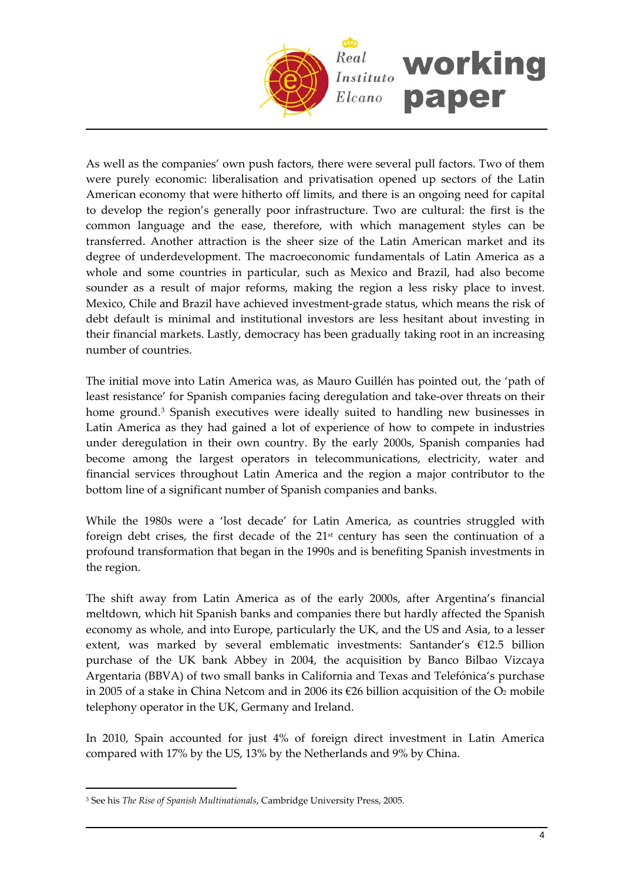As well as the companies' own push factors, there were several pull factors. Two of them were purely economic: liberalisation and privatisation opened up sectors of the Latin American economy that were hitherto off limits, and there is an ongoing need for capital to develop the region's generally poor infrastructure. Two are cultural: the first is the common language and the ease, therefore, with which management styles can be transferred. Another attraction is the sheer size of the Latin American market and its degree of underdevelopment. The macroeconomic fundamentals of Latin America as a whole and some countries in particular, such as Mexico and Brazil, had also become sounder as a result of major reforms, making the region a less risky place to invest. Mexico, Chile and Brazil have achieved investment-grade status, which means the risk of debt default is minimal and institutional investors are less hesitant about investing in their financial markets. Lastly, democracy has been gradually taking root in an increasing number of countries.

The initial move into Latin America was, as Mauro Guillén has pointed out, the 'path of least resistance' for Spanish companies facing deregulation and take-over threats on their home ground.[3] Spanish executives were ideally suited to handling new businesses in Latin America as they had gained a lot of experience of how to compete in industries under deregulation in their own country. By the early 2000s, Spanish companies had become among the largest operators in telecommunications, electricity, water and financial services throughout Latin America and the region a major contributor to the bottom line of a significant number of Spanish companies and banks.

While the 1980s were a 'lost decade' for Latin America, as countries struggled with foreign debt crises, the first decade of the 21st century has seen the continuation of a profound transformation that began in the 1990s and is benefiting Spanish investments in the region.

The shift away from Latin America as of the early 2000s, after Argentina's financial meltdown, which hit Spanish banks and companies there but hardly affected the Spanish economy as whole, and into Europe, particularly the UK, and the US and Asia, to a lesser extent, was marked by several emblematic investments: Santander's €12.5 billion purchase of the UK bank Abbey in 2004, the acquisition by Banco Bilbao Vizcaya Argentaria (BBVA) of two small banks in California and Texas and Telefónica's purchase in 2005 of a stake in China Netcom and in 2006 its €26 billion acquisition of the $O_2$ mobile telephony operator in the UK, Germany and Ireland.

In 2010, Spain accounted for just 4% of foreign direct investment in Latin America compared with 17% by the US, 13% by the Netherlands and 9% by China.

---

[3] See his *The Rise of Spanish Multinationals*, Cambridge University Press, 2005.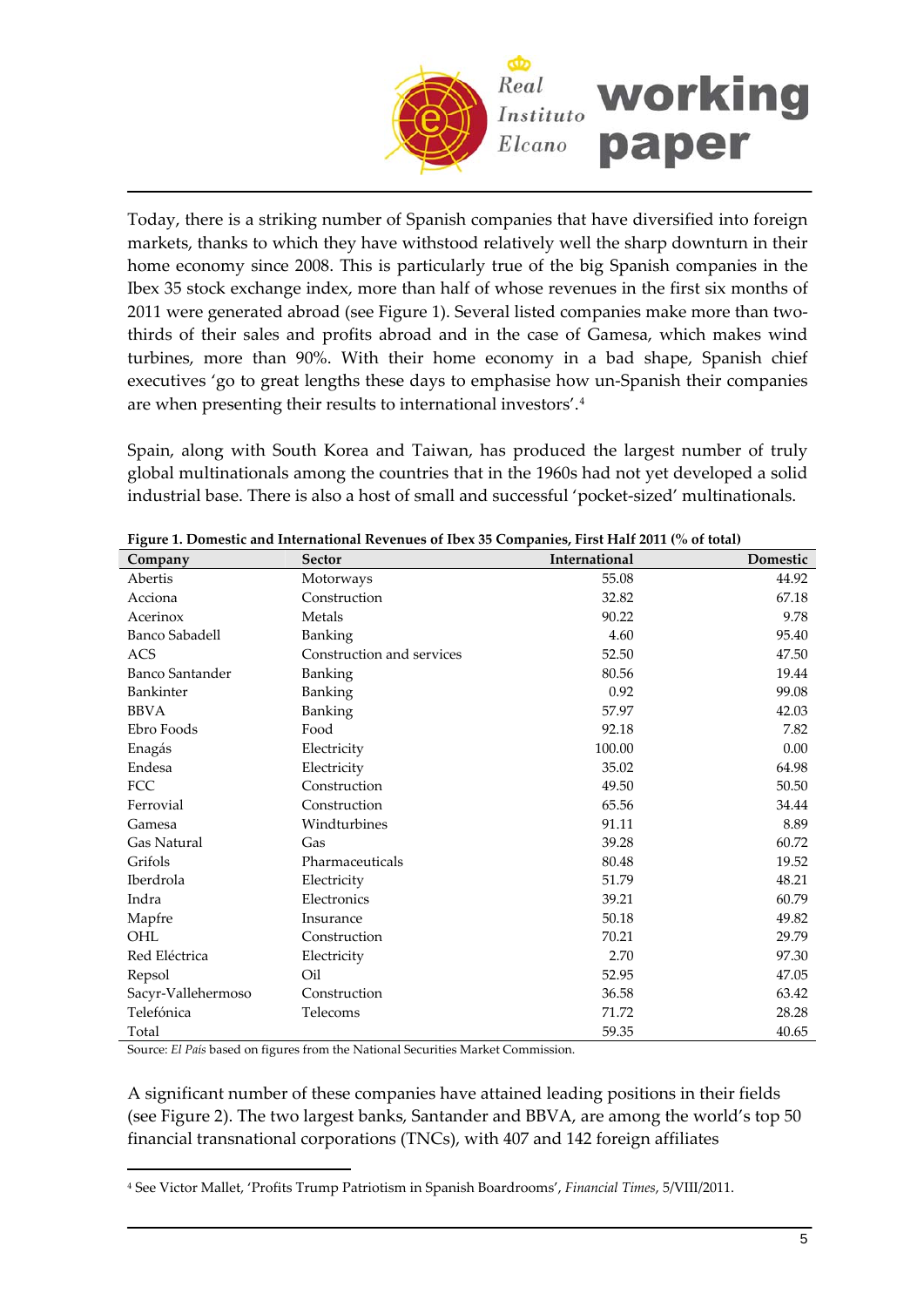Today, there is a striking number of Spanish companies that have diversified into foreign markets, thanks to which they have withstood relatively well the sharp downturn in their home economy since 2008. This is particularly true of the big Spanish companies in the Ibex 35 stock exchange index, more than half of whose revenues in the first six months of 2011 were generated abroad (see Figure 1). Several listed companies make more than two-thirds of their sales and profits abroad and in the case of Gamesa, which makes wind turbines, more than 90%. With their home economy in a bad shape, Spanish chief executives 'go to great lengths these days to emphasise how un-Spanish their companies are when presenting their results to international investors'.[4]

Spain, along with South Korea and Taiwan, has produced the largest number of truly global multinationals among the countries that in the 1960s had not yet developed a solid industrial base. There is also a host of small and successful 'pocket-sized' multinationals.

**Figure 1. Domestic and International Revenues of Ibex 35 Companies, First Half 2011 (% of total)**

| Company | Sector | International | Domestic |
|---|---|---|---|
| Abertis | Motorways | 55.08 | 44.92 |
| Acciona | Construction | 32.82 | 67.18 |
| Acerinox | Metals | 90.22 | 9.78 |
| Banco Sabadell | Banking | 4.60 | 95.40 |
| ACS | Construction and services | 52.50 | 47.50 |
| Banco Santander | Banking | 80.56 | 19.44 |
| Bankinter | Banking | 0.92 | 99.08 |
| BBVA | Banking | 57.97 | 42.03 |
| Ebro Foods | Food | 92.18 | 7.82 |
| Enagás | Electricity | 100.00 | 0.00 |
| Endesa | Electricity | 35.02 | 64.98 |
| FCC | Construction | 49.50 | 50.50 |
| Ferrovial | Construction | 65.56 | 34.44 |
| Gamesa | Windturbines | 91.11 | 8.89 |
| Gas Natural | Gas | 39.28 | 60.72 |
| Grifols | Pharmaceuticals | 80.48 | 19.52 |
| Iberdrola | Electricity | 51.79 | 48.21 |
| Indra | Electronics | 39.21 | 60.79 |
| Mapfre | Insurance | 50.18 | 49.82 |
| OHL | Construction | 70.21 | 29.79 |
| Red Eléctrica | Electricity | 2.70 | 97.30 |
| Repsol | Oil | 52.95 | 47.05 |
| Sacyr-Vallehermoso | Construction | 36.58 | 63.42 |
| Telefónica | Telecoms | 71.72 | 28.28 |
| Total | | 59.35 | 40.65 |

Source: *El País* based on figures from the National Securities Market Commission.

A significant number of these companies have attained leading positions in their fields (see Figure 2). The two largest banks, Santander and BBVA, are among the world's top 50 financial transnational corporations (TNCs), with 407 and 142 foreign affiliates

[4] See Victor Mallet, 'Profits Trump Patriotism in Spanish Boardrooms', *Financial Times*, 5/VIII/2011.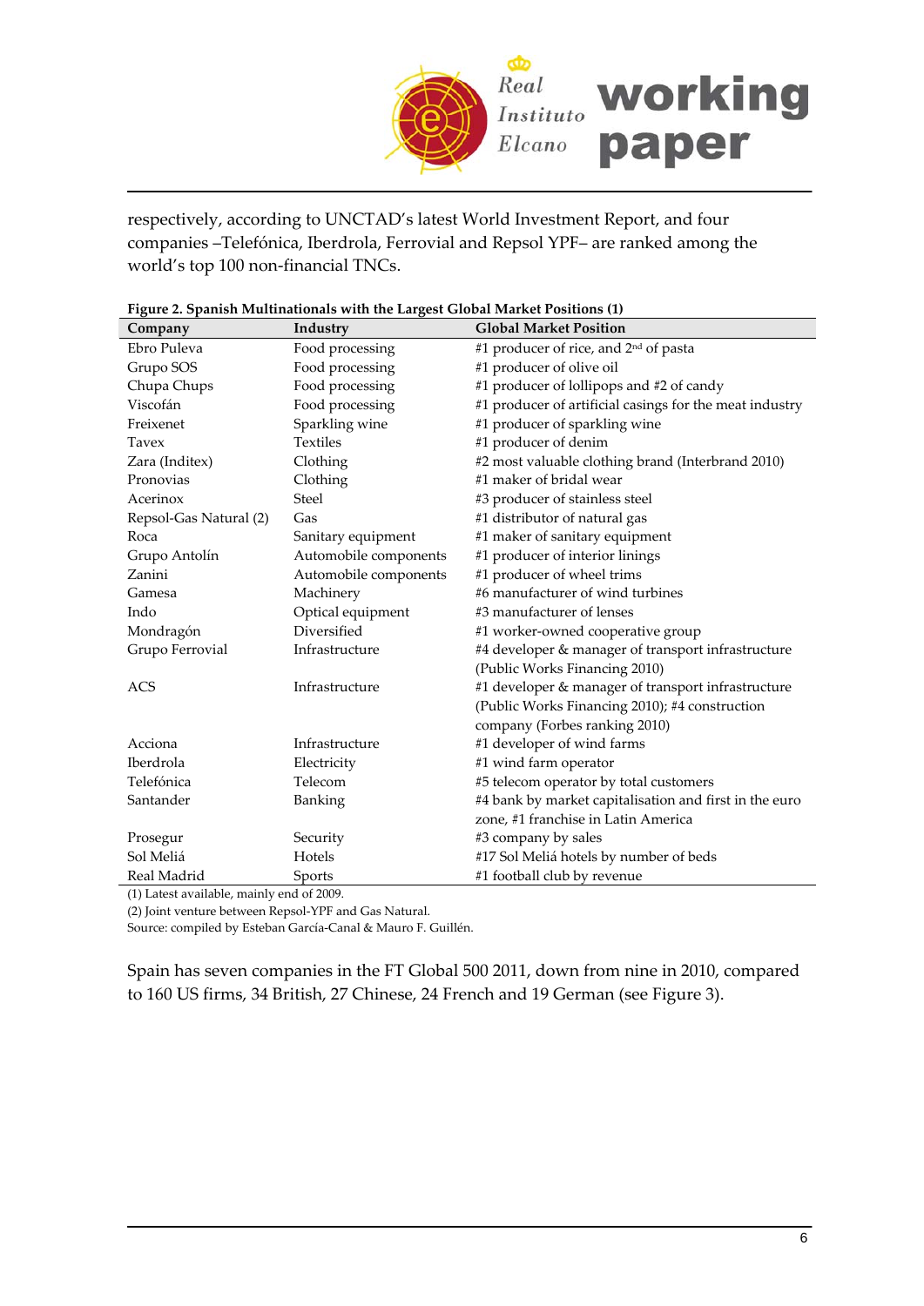respectively, according to UNCTAD's latest World Investment Report, and four companies –Telefónica, Iberdrola, Ferrovial and Repsol YPF– are ranked among the world's top 100 non-financial TNCs.

**Figure 2. Spanish Multinationals with the Largest Global Market Positions (1)**

| Company | Industry | Global Market Position |
|---|---|---|
| Ebro Puleva | Food processing | #1 producer of rice, and 2nd of pasta |
| Grupo SOS | Food processing | #1 producer of olive oil |
| Chupa Chups | Food processing | #1 producer of lollipops and #2 of candy |
| Viscofán | Food processing | #1 producer of artificial casings for the meat industry |
| Freixenet | Sparkling wine | #1 producer of sparkling wine |
| Tavex | Textiles | #1 producer of denim |
| Zara (Inditex) | Clothing | #2 most valuable clothing brand (Interbrand 2010) |
| Pronovias | Clothing | #1 maker of bridal wear |
| Acerinox | Steel | #3 producer of stainless steel |
| Repsol-Gas Natural (2) | Gas | #1 distributor of natural gas |
| Roca | Sanitary equipment | #1 maker of sanitary equipment |
| Grupo Antolín | Automobile components | #1 producer of interior linings |
| Zanini | Automobile components | #1 producer of wheel trims |
| Gamesa | Machinery | #6 manufacturer of wind turbines |
| Indo | Optical equipment | #3 manufacturer of lenses |
| Mondragón | Diversified | #1 worker-owned cooperative group |
| Grupo Ferrovial | Infrastructure | #4 developer & manager of transport infrastructure (Public Works Financing 2010) |
| ACS | Infrastructure | #1 developer & manager of transport infrastructure (Public Works Financing 2010); #4 construction company (Forbes ranking 2010) |
| Acciona | Infrastructure | #1 developer of wind farms |
| Iberdrola | Electricity | #1 wind farm operator |
| Telefónica | Telecom | #5 telecom operator by total customers |
| Santander | Banking | #4 bank by market capitalisation and first in the euro zone, #1 franchise in Latin America |
| Prosegur | Security | #3 company by sales |
| Sol Meliá | Hotels | #17 Sol Meliá hotels by number of beds |
| Real Madrid | Sports | #1 football club by revenue |

(1) Latest available, mainly end of 2009.
(2) Joint venture between Repsol-YPF and Gas Natural.
Source: compiled by Esteban García-Canal & Mauro F. Guillén.

Spain has seven companies in the FT Global 500 2011, down from nine in 2010, compared to 160 US firms, 34 British, 27 Chinese, 24 French and 19 German (see Figure 3).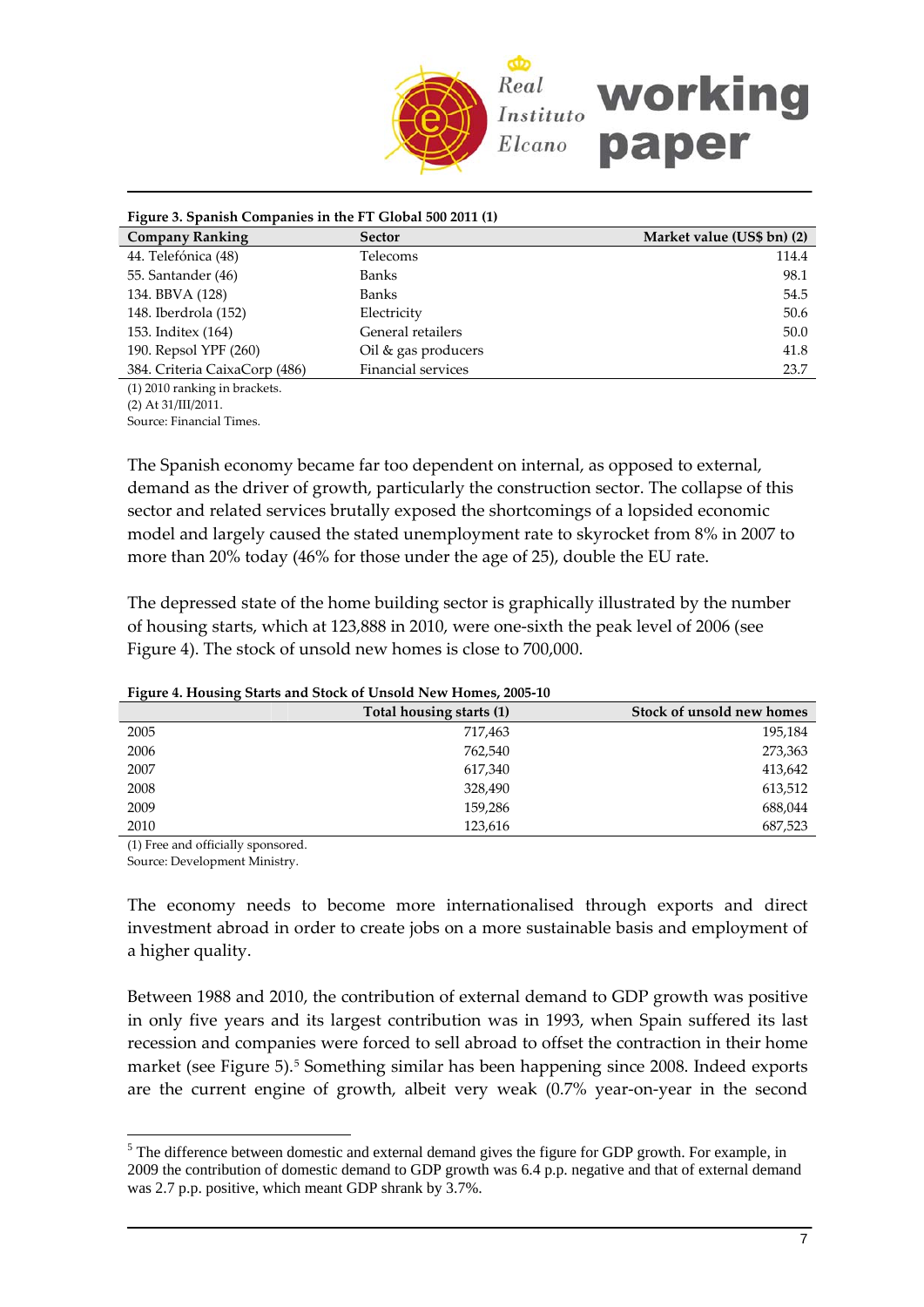**Figure 3. Spanish Companies in the FT Global 500 2011 (1)**

| Company Ranking | Sector | Market value (US$ bn) (2) |
|---|---|---|
| 44. Telefónica (48) | Telecoms | 114.4 |
| 55. Santander (46) | Banks | 98.1 |
| 134. BBVA (128) | Banks | 54.5 |
| 148. Iberdrola (152) | Electricity | 50.6 |
| 153. Inditex (164) | General retailers | 50.0 |
| 190. Repsol YPF (260) | Oil & gas producers | 41.8 |
| 384. Criteria CaixaCorp (486) | Financial services | 23.7 |

(1) 2010 ranking in brackets.
(2) At 31/III/2011.
Source: Financial Times.

The Spanish economy became far too dependent on internal, as opposed to external, demand as the driver of growth, particularly the construction sector. The collapse of this sector and related services brutally exposed the shortcomings of a lopsided economic model and largely caused the stated unemployment rate to skyrocket from 8% in 2007 to more than 20% today (46% for those under the age of 25), double the EU rate.

The depressed state of the home building sector is graphically illustrated by the number of housing starts, which at 123,888 in 2010, were one-sixth the peak level of 2006 (see Figure 4). The stock of unsold new homes is close to 700,000.

**Figure 4. Housing Starts and Stock of Unsold New Homes, 2005-10**

| | Total housing starts (1) | Stock of unsold new homes |
|---|---|---|
| 2005 | 717,463 | 195,184 |
| 2006 | 762,540 | 273,363 |
| 2007 | 617,340 | 413,642 |
| 2008 | 328,490 | 613,512 |
| 2009 | 159,286 | 688,044 |
| 2010 | 123,616 | 687,523 |

(1) Free and officially sponsored.
Source: Development Ministry.

The economy needs to become more internationalised through exports and direct investment abroad in order to create jobs on a more sustainable basis and employment of a higher quality.

Between 1988 and 2010, the contribution of external demand to GDP growth was positive in only five years and its largest contribution was in 1993, when Spain suffered its last recession and companies were forced to sell abroad to offset the contraction in their home market (see Figure 5).[5] Something similar has been happening since 2008. Indeed exports are the current engine of growth, albeit very weak (0.7% year-on-year in the second

[5] The difference between domestic and external demand gives the figure for GDP growth. For example, in 2009 the contribution of domestic demand to GDP growth was 6.4 p.p. negative and that of external demand was 2.7 p.p. positive, which meant GDP shrank by 3.7%.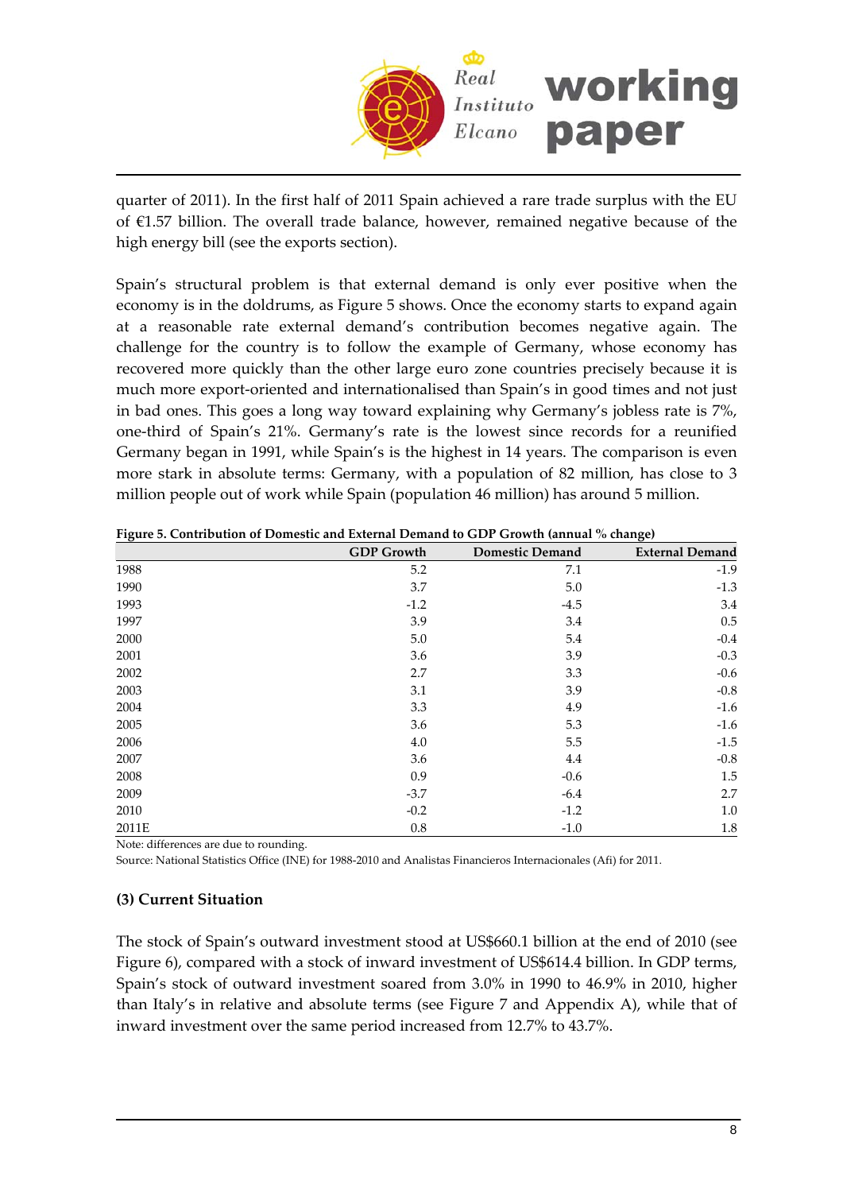quarter of 2011). In the first half of 2011 Spain achieved a rare trade surplus with the EU of €1.57 billion. The overall trade balance, however, remained negative because of the high energy bill (see the exports section).

Spain's structural problem is that external demand is only ever positive when the economy is in the doldrums, as Figure 5 shows. Once the economy starts to expand again at a reasonable rate external demand's contribution becomes negative again. The challenge for the country is to follow the example of Germany, whose economy has recovered more quickly than the other large euro zone countries precisely because it is much more export-oriented and internationalised than Spain's in good times and not just in bad ones. This goes a long way toward explaining why Germany's jobless rate is 7%, one-third of Spain's 21%. Germany's rate is the lowest since records for a reunified Germany began in 1991, while Spain's is the highest in 14 years. The comparison is even more stark in absolute terms: Germany, with a population of 82 million, has close to 3 million people out of work while Spain (population 46 million) has around 5 million.

**Figure 5. Contribution of Domestic and External Demand to GDP Growth (annual % change)**

| | GDP Growth | Domestic Demand | External Demand |
|---|---|---|---|
| 1988 | 5.2 | 7.1 | -1.9 |
| 1990 | 3.7 | 5.0 | -1.3 |
| 1993 | -1.2 | -4.5 | 3.4 |
| 1997 | 3.9 | 3.4 | 0.5 |
| 2000 | 5.0 | 5.4 | -0.4 |
| 2001 | 3.6 | 3.9 | -0.3 |
| 2002 | 2.7 | 3.3 | -0.6 |
| 2003 | 3.1 | 3.9 | -0.8 |
| 2004 | 3.3 | 4.9 | -1.6 |
| 2005 | 3.6 | 5.3 | -1.6 |
| 2006 | 4.0 | 5.5 | -1.5 |
| 2007 | 3.6 | 4.4 | -0.8 |
| 2008 | 0.9 | -0.6 | 1.5 |
| 2009 | -3.7 | -6.4 | 2.7 |
| 2010 | -0.2 | -1.2 | 1.0 |
| 2011E | 0.8 | -1.0 | 1.8 |

Note: differences are due to rounding.
Source: National Statistics Office (INE) for 1988-2010 and Analistas Financieros Internacionales (Afi) for 2011.

### (3) Current Situation

The stock of Spain's outward investment stood at US$660.1 billion at the end of 2010 (see Figure 6), compared with a stock of inward investment of US$614.4 billion. In GDP terms, Spain's stock of outward investment soared from 3.0% in 1990 to 46.9% in 2010, higher than Italy's in relative and absolute terms (see Figure 7 and Appendix A), while that of inward investment over the same period increased from 12.7% to 43.7%.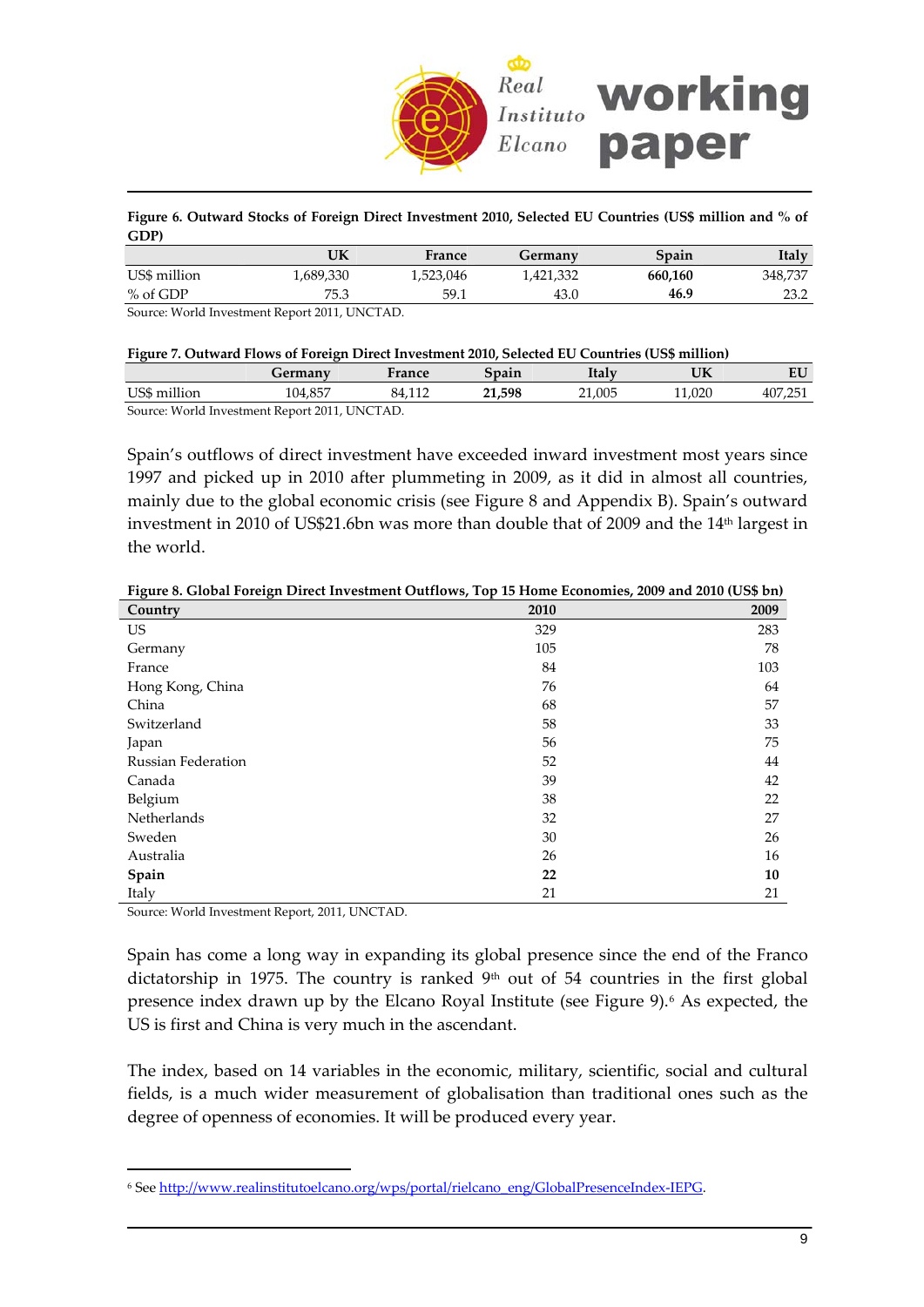**Figure 6. Outward Stocks of Foreign Direct Investment 2010, Selected EU Countries (US$ million and % of GDP)**

| | UK | France | Germany | Spain | Italy |
|---|---|---|---|---|---|
| US$ million | 1,689,330 | 1,523,046 | 1,421,332 | **660,160** | 348,737 |
| % of GDP | 75.3 | 59.1 | 43.0 | **46.9** | 23.2 |

Source: World Investment Report 2011, UNCTAD.

**Figure 7. Outward Flows of Foreign Direct Investment 2010, Selected EU Countries (US$ million)**

| | Germany | France | Spain | Italy | UK | EU |
|---|---|---|---|---|---|---|
| US$ million | 104,857 | 84,112 | **21,598** | 21,005 | 11,020 | 407,251 |

Source: World Investment Report 2011, UNCTAD.

Spain's outflows of direct investment have exceeded inward investment most years since 1997 and picked up in 2010 after plummeting in 2009, as it did in almost all countries, mainly due to the global economic crisis (see Figure 8 and Appendix B). Spain's outward investment in 2010 of US$21.6bn was more than double that of 2009 and the 14th largest in the world.

**Figure 8. Global Foreign Direct Investment Outflows, Top 15 Home Economies, 2009 and 2010 (US$ bn)**

| Country | 2010 | 2009 |
|---|---|---|
| US | 329 | 283 |
| Germany | 105 | 78 |
| France | 84 | 103 |
| Hong Kong, China | 76 | 64 |
| China | 68 | 57 |
| Switzerland | 58 | 33 |
| Japan | 56 | 75 |
| Russian Federation | 52 | 44 |
| Canada | 39 | 42 |
| Belgium | 38 | 22 |
| Netherlands | 32 | 27 |
| Sweden | 30 | 26 |
| Australia | 26 | 16 |
| **Spain** | **22** | **10** |
| Italy | 21 | 21 |

Source: World Investment Report, 2011, UNCTAD.

Spain has come a long way in expanding its global presence since the end of the Franco dictatorship in 1975. The country is ranked 9th out of 54 countries in the first global presence index drawn up by the Elcano Royal Institute (see Figure 9).[6] As expected, the US is first and China is very much in the ascendant.

The index, based on 14 variables in the economic, military, scientific, social and cultural fields, is a much wider measurement of globalisation than traditional ones such as the degree of openness of economies. It will be produced every year.

[6] See http://www.realinstitutoelcano.org/wps/portal/rielcano_eng/GlobalPresenceIndex-IEPG.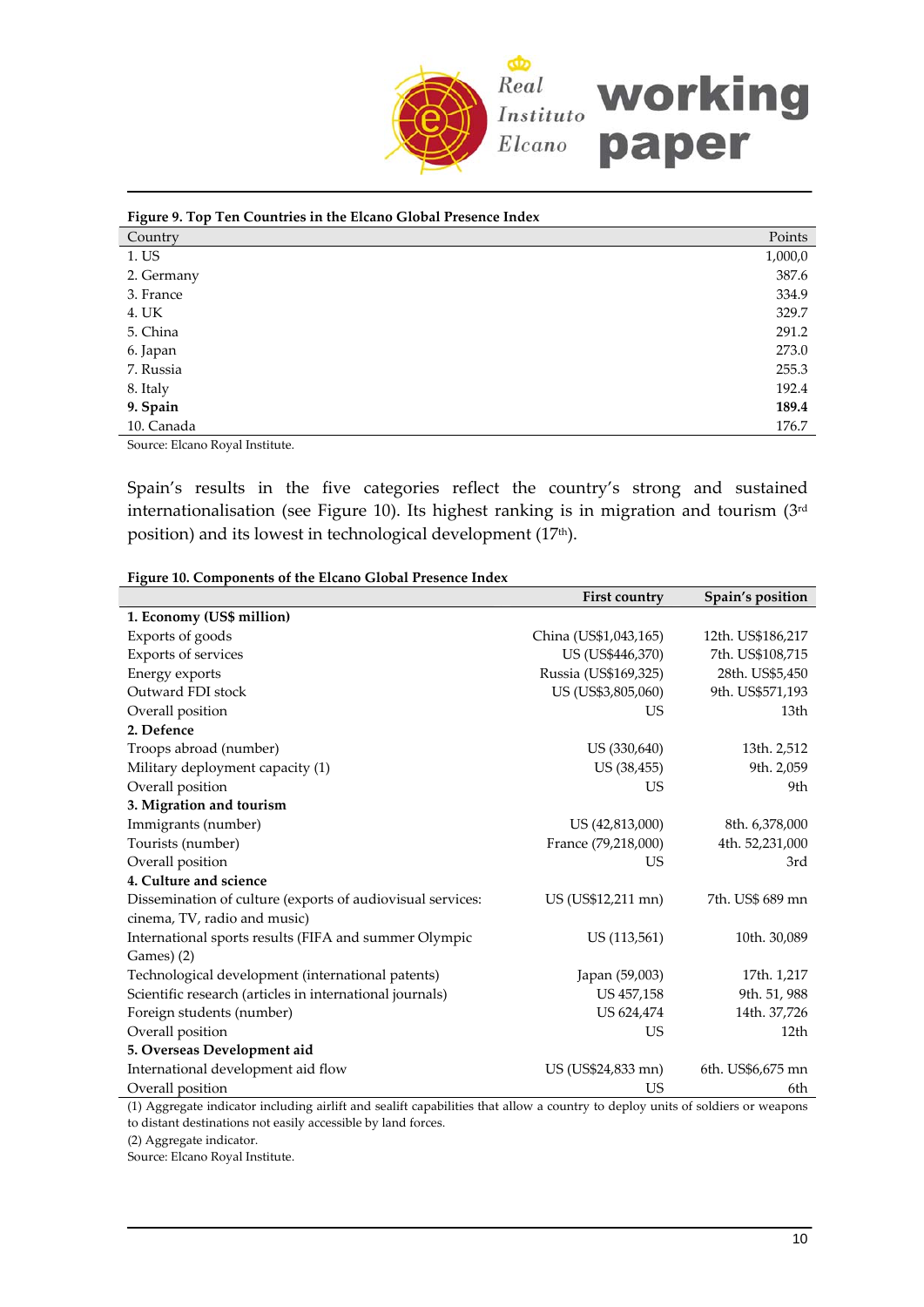**Figure 9. Top Ten Countries in the Elcano Global Presence Index**

| Country | Points |
|---|---|
| 1. US | 1,000,0 |
| 2. Germany | 387.6 |
| 3. France | 334.9 |
| 4. UK | 329.7 |
| 5. China | 291.2 |
| 6. Japan | 273.0 |
| 7. Russia | 255.3 |
| 8. Italy | 192.4 |
| **9. Spain** | **189.4** |
| 10. Canada | 176.7 |

Source: Elcano Royal Institute.

Spain's results in the five categories reflect the country's strong and sustained internationalisation (see Figure 10). Its highest ranking is in migration and tourism (3rd position) and its lowest in technological development (17th).

**Figure 10. Components of the Elcano Global Presence Index**

| | First country | Spain's position |
|---|---|---|
| **1. Economy (US$ million)** | | |
| Exports of goods | China (US$1,043,165) | 12th. US$186,217 |
| Exports of services | US (US$446,370) | 7th. US$108,715 |
| Energy exports | Russia (US$169,325) | 28th. US$5,450 |
| Outward FDI stock | US (US$3,805,060) | 9th. US$571,193 |
| Overall position | US | 13th |
| **2. Defence** | | |
| Troops abroad (number) | US (330,640) | 13th. 2,512 |
| Military deployment capacity (1) | US (38,455) | 9th. 2,059 |
| Overall position | US | 9th |
| **3. Migration and tourism** | | |
| Immigrants (number) | US (42,813,000) | 8th. 6,378,000 |
| Tourists (number) | France (79,218,000) | 4th. 52,231,000 |
| Overall position | US | 3rd |
| **4. Culture and science** | | |
| Dissemination of culture (exports of audiovisual services: cinema, TV, radio and music) | US (US$12,211 mn) | 7th. US$ 689 mn |
| International sports results (FIFA and summer Olympic Games) (2) | US (113,561) | 10th. 30,089 |
| Technological development (international patents) | Japan (59,003) | 17th. 1,217 |
| Scientific research (articles in international journals) | US 457,158 | 9th. 51, 988 |
| Foreign students (number) | US 624,474 | 14th. 37,726 |
| Overall position | US | 12th |
| **5. Overseas Development aid** | | |
| International development aid flow | US (US$24,833 mn) | 6th. US$6,675 mn |
| Overall position | US | 6th |

(1) Aggregate indicator including airlift and sealift capabilities that allow a country to deploy units of soldiers or weapons to distant destinations not easily accessible by land forces.

(2) Aggregate indicator.

Source: Elcano Royal Institute.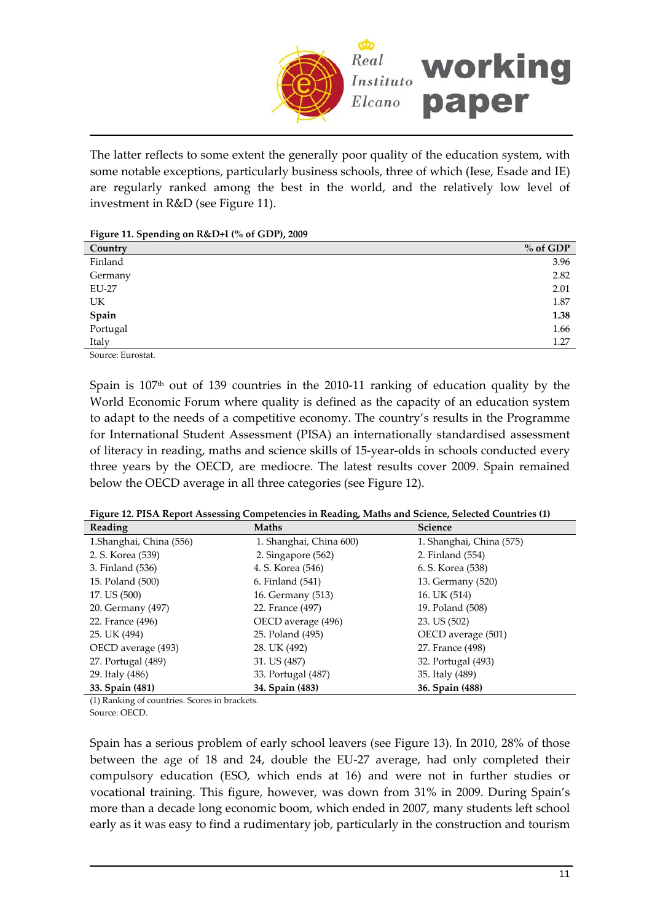The latter reflects to some extent the generally poor quality of the education system, with some notable exceptions, particularly business schools, three of which (Iese, Esade and IE) are regularly ranked among the best in the world, and the relatively low level of investment in R&D (see Figure 11).

**Figure 11. Spending on R&D+I (% of GDP), 2009**

| Country | % of GDP |
|---|---|
| Finland | 3.96 |
| Germany | 2.82 |
| EU-27 | 2.01 |
| UK | 1.87 |
| **Spain** | **1.38** |
| Portugal | 1.66 |
| Italy | 1.27 |

Source: Eurostat.

Spain is 107th out of 139 countries in the 2010-11 ranking of education quality by the World Economic Forum where quality is defined as the capacity of an education system to adapt to the needs of a competitive economy. The country's results in the Programme for International Student Assessment (PISA) an internationally standardised assessment of literacy in reading, maths and science skills of 15-year-olds in schools conducted every three years by the OECD, are mediocre. The latest results cover 2009. Spain remained below the OECD average in all three categories (see Figure 12).

**Figure 12. PISA Report Assessing Competencies in Reading, Maths and Science, Selected Countries (1)**

| Reading | Maths | Science |
|---|---|---|
| 1.Shanghai, China (556) | 1. Shanghai, China 600) | 1. Shanghai, China (575) |
| 2. S. Korea (539) | 2. Singapore (562) | 2. Finland (554) |
| 3. Finland (536) | 4. S. Korea (546) | 6. S. Korea (538) |
| 15. Poland (500) | 6. Finland (541) | 13. Germany (520) |
| 17. US (500) | 16. Germany (513) | 16. UK (514) |
| 20. Germany (497) | 22. France (497) | 19. Poland (508) |
| 22. France (496) | OECD average (496) | 23. US (502) |
| 25. UK (494) | 25. Poland (495) | OECD average (501) |
| OECD average (493) | 28. UK (492) | 27. France (498) |
| 27. Portugal (489) | 31. US (487) | 32. Portugal (493) |
| 29. Italy (486) | 33. Portugal (487) | 35. Italy (489) |
| **33. Spain (481)** | **34. Spain (483)** | **36. Spain (488)** |

(1) Ranking of countries. Scores in brackets.
Source: OECD.

Spain has a serious problem of early school leavers (see Figure 13). In 2010, 28% of those between the age of 18 and 24, double the EU-27 average, had only completed their compulsory education (ESO, which ends at 16) and were not in further studies or vocational training. This figure, however, was down from 31% in 2009. During Spain's more than a decade long economic boom, which ended in 2007, many students left school early as it was easy to find a rudimentary job, particularly in the construction and tourism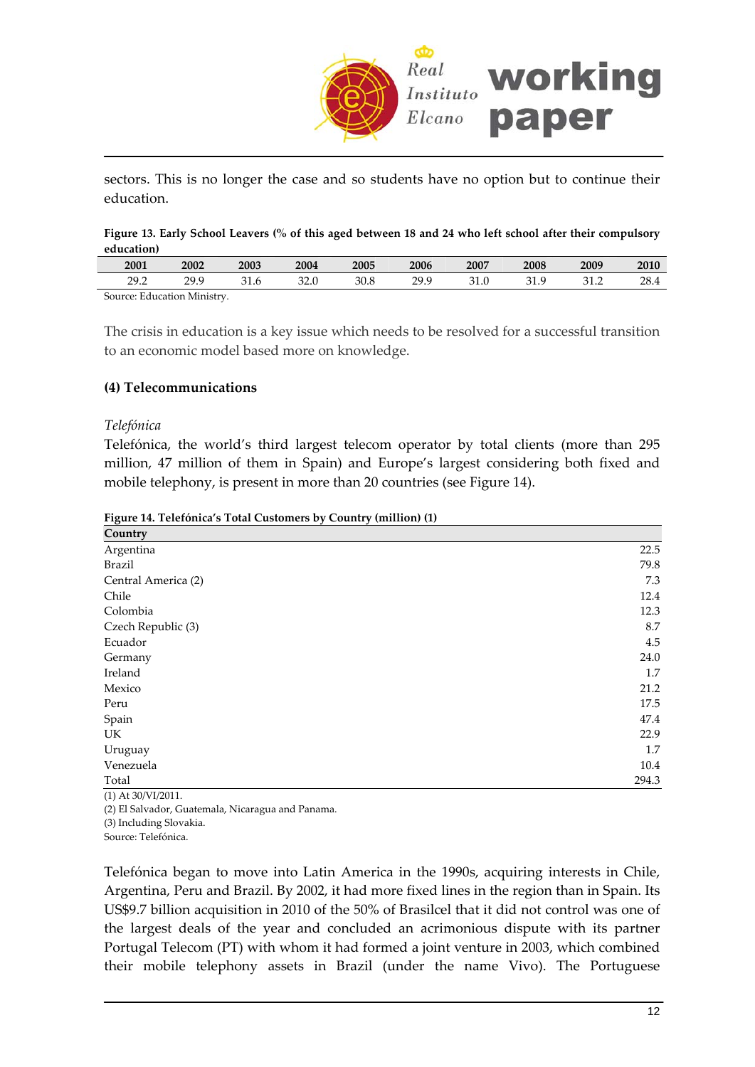sectors. This is no longer the case and so students have no option but to continue their education.

**Figure 13. Early School Leavers (% of this aged between 18 and 24 who left school after their compulsory education)**

| 2001 | 2002 | 2003 | 2004 | 2005 | 2006 | 2007 | 2008 | 2009 | 2010 |
|---|---|---|---|---|---|---|---|---|---|
| 29.2 | 29.9 | 31.6 | 32.0 | 30.8 | 29.9 | 31.0 | 31.9 | 31.2 | 28.4 |

Source: Education Ministry.

The crisis in education is a key issue which needs to be resolved for a successful transition to an economic model based more on knowledge.

### (4) Telecommunications

*Telefónica*

Telefónica, the world's third largest telecom operator by total clients (more than 295 million, 47 million of them in Spain) and Europe's largest considering both fixed and mobile telephony, is present in more than 20 countries (see Figure 14).

**Figure 14. Telefónica's Total Customers by Country (million) (1)**

| Country | |
|---|---|
| Argentina | 22.5 |
| Brazil | 79.8 |
| Central America (2) | 7.3 |
| Chile | 12.4 |
| Colombia | 12.3 |
| Czech Republic (3) | 8.7 |
| Ecuador | 4.5 |
| Germany | 24.0 |
| Ireland | 1.7 |
| Mexico | 21.2 |
| Peru | 17.5 |
| Spain | 47.4 |
| UK | 22.9 |
| Uruguay | 1.7 |
| Venezuela | 10.4 |
| Total | 294.3 |

(1) At 30/VI/2011.
(2) El Salvador, Guatemala, Nicaragua and Panama.
(3) Including Slovakia.
Source: Telefónica.

Telefónica began to move into Latin America in the 1990s, acquiring interests in Chile, Argentina, Peru and Brazil. By 2002, it had more fixed lines in the region than in Spain. Its US$9.7 billion acquisition in 2010 of the 50% of Brasilcel that it did not control was one of the largest deals of the year and concluded an acrimonious dispute with its partner Portugal Telecom (PT) with whom it had formed a joint venture in 2003, which combined their mobile telephony assets in Brazil (under the name Vivo). The Portuguese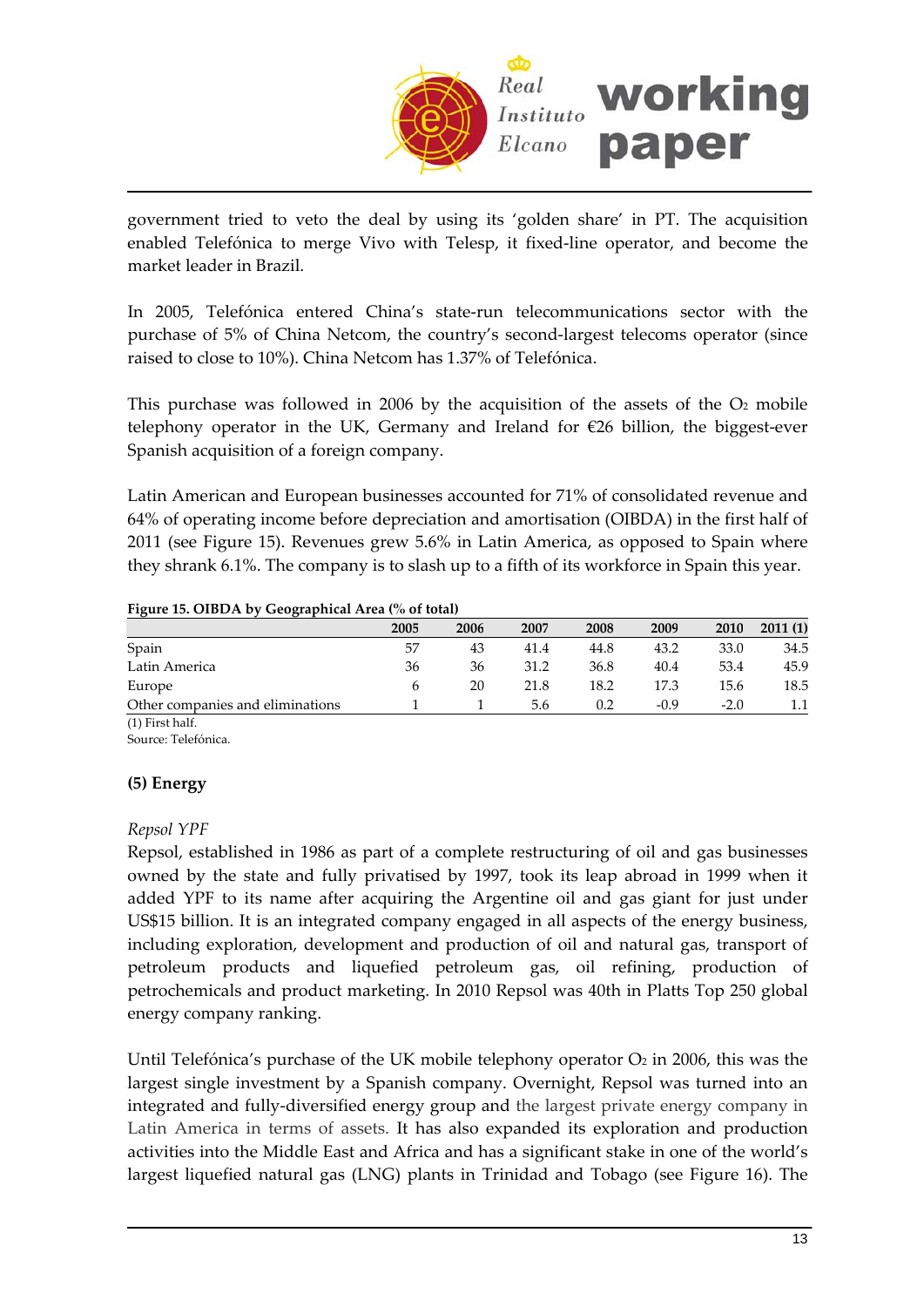government tried to veto the deal by using its 'golden share' in PT. The acquisition enabled Telefónica to merge Vivo with Telesp, it fixed-line operator, and become the market leader in Brazil.

In 2005, Telefónica entered China's state-run telecommunications sector with the purchase of 5% of China Netcom, the country's second-largest telecoms operator (since raised to close to 10%). China Netcom has 1.37% of Telefónica.

This purchase was followed in 2006 by the acquisition of the assets of the $O_2$ mobile telephony operator in the UK, Germany and Ireland for €26 billion, the biggest-ever Spanish acquisition of a foreign company.

Latin American and European businesses accounted for 71% of consolidated revenue and 64% of operating income before depreciation and amortisation (OIBDA) in the first half of 2011 (see Figure 15). Revenues grew 5.6% in Latin America, as opposed to Spain where they shrank 6.1%. The company is to slash up to a fifth of its workforce in Spain this year.

**Figure 15. OIBDA by Geographical Area (% of total)**

| | 2005 | 2006 | 2007 | 2008 | 2009 | 2010 | 2011 (1) |
|---|---|---|---|---|---|---|---|
| Spain | 57 | 43 | 41.4 | 44.8 | 43.2 | 33.0 | 34.5 |
| Latin America | 36 | 36 | 31.2 | 36.8 | 40.4 | 53.4 | 45.9 |
| Europe | 6 | 20 | 21.8 | 18.2 | 17.3 | 15.6 | 18.5 |
| Other companies and eliminations | 1 | 1 | 5.6 | 0.2 | -0.9 | -2.0 | 1.1 |

(1) First half.
Source: Telefónica.

### (5) Energy

*Repsol YPF*

Repsol, established in 1986 as part of a complete restructuring of oil and gas businesses owned by the state and fully privatised by 1997, took its leap abroad in 1999 when it added YPF to its name after acquiring the Argentine oil and gas giant for just under US$15 billion. It is an integrated company engaged in all aspects of the energy business, including exploration, development and production of oil and natural gas, transport of petroleum products and liquefied petroleum gas, oil refining, production of petrochemicals and product marketing. In 2010 Repsol was 40th in Platts Top 250 global energy company ranking.

Until Telefónica's purchase of the UK mobile telephony operator $O_2$ in 2006, this was the largest single investment by a Spanish company. Overnight, Repsol was turned into an integrated and fully-diversified energy group and the largest private energy company in Latin America in terms of assets. It has also expanded its exploration and production activities into the Middle East and Africa and has a significant stake in one of the world's largest liquefied natural gas (LNG) plants in Trinidad and Tobago (see Figure 16). The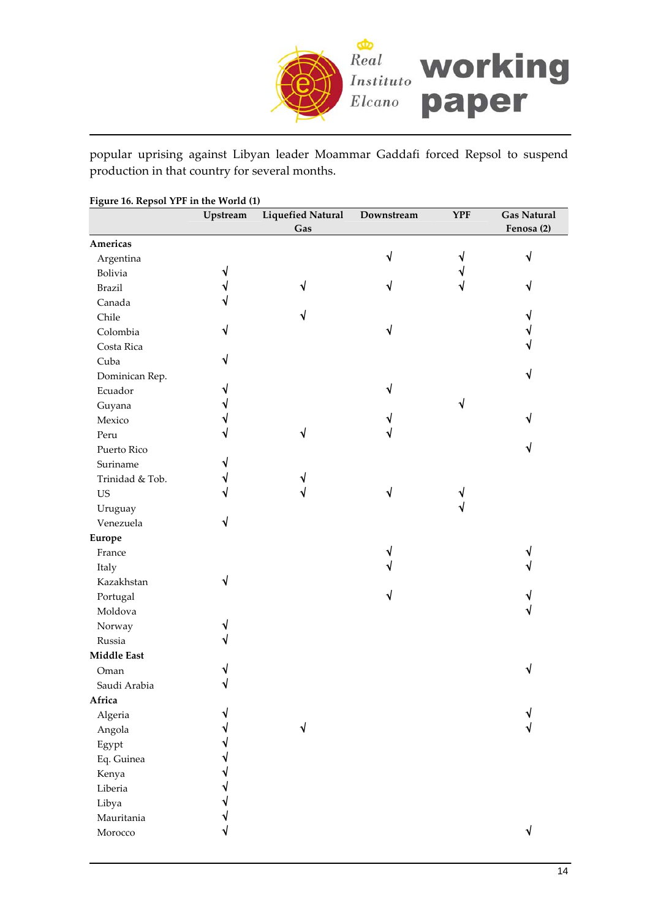popular uprising against Libyan leader Moammar Gaddafi forced Repsol to suspend production in that country for several months.

**Figure 16. Repsol YPF in the World (1)**

| | Upstream | Liquefied Natural Gas | Downstream | YPF | Gas Natural Fenosa (2) |
|---|---|---|---|---|---|
| **Americas** | | | | | |
| Argentina | | | √ | √ | √ |
| Bolivia | √ | | | √ | |
| Brazil | √ | √ | √ | √ | √ |
| Canada | √ | | | | |
| Chile | | √ | | | √ |
| Colombia | √ | | √ | | √ |
| Costa Rica | | | | | √ |
| Cuba | √ | | | | |
| Dominican Rep. | | | | | √ |
| Ecuador | √ | | √ | | |
| Guyana | √ | | | √ | |
| Mexico | √ | | √ | | √ |
| Peru | √ | √ | √ | | |
| Puerto Rico | | | | | √ |
| Suriname | √ | | | | |
| Trinidad & Tob. | √ | √ | | | |
| US | √ | √ | √ | √ | |
| Uruguay | | | | √ | |
| Venezuela | √ | | | | |
| **Europe** | | | | | |
| France | | | √ | | √ |
| Italy | | | √ | | √ |
| Kazakhstan | √ | | | | |
| Portugal | | | √ | | √ |
| Moldova | | | | | √ |
| Norway | √ | | | | |
| Russia | √ | | | | |
| **Middle East** | | | | | |
| Oman | √ | | | | √ |
| Saudi Arabia | √ | | | | |
| **Africa** | | | | | |
| Algeria | √ | | | | √ |
| Angola | √ | √ | | | √ |
| Egypt | √ | | | | |
| Eq. Guinea | √ | | | | |
| Kenya | √ | | | | |
| Liberia | √ | | | | |
| Libya | √ | | | | |
| Mauritania | √ | | | | |
| Morocco | √ | | | | √ |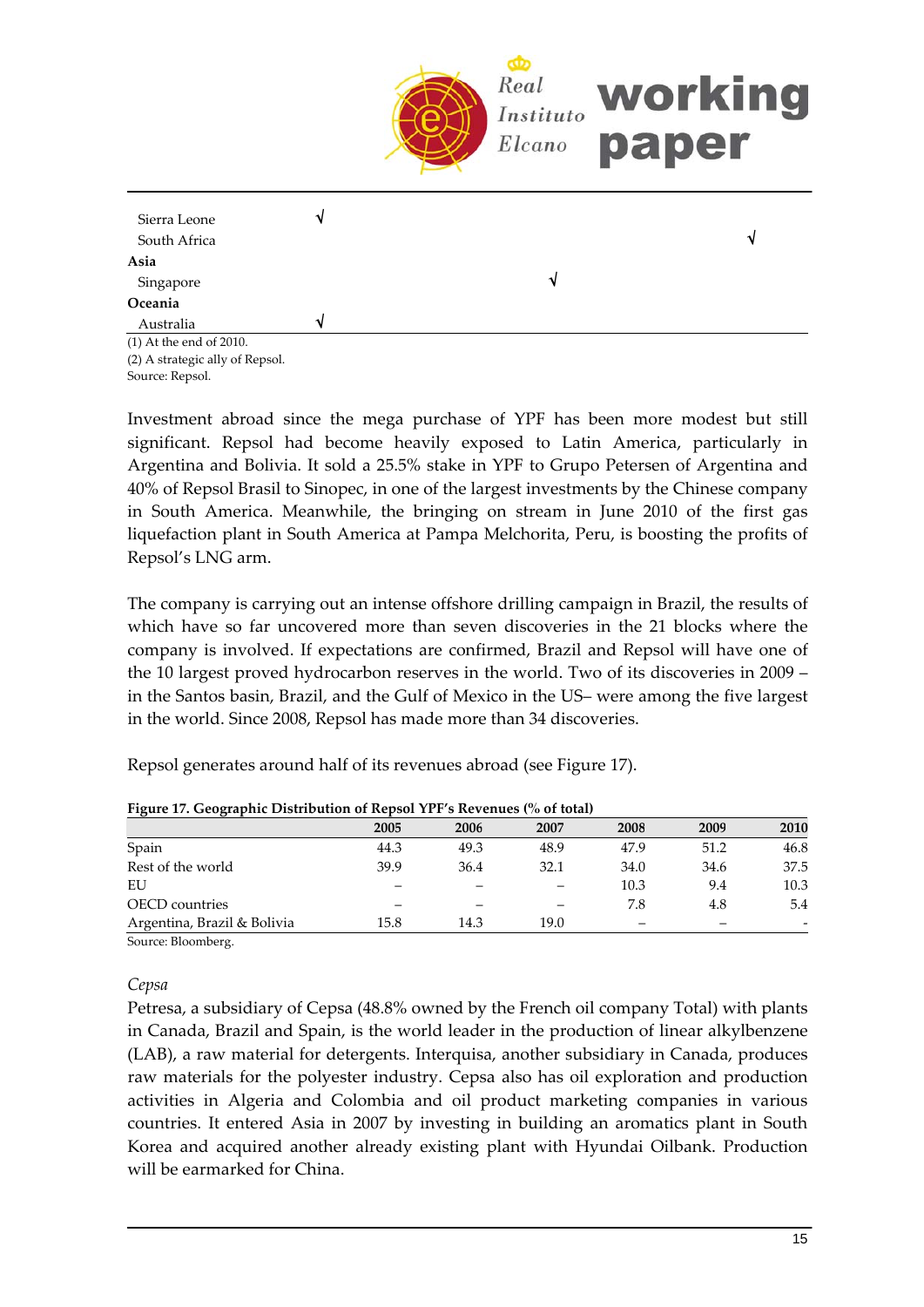| | | | |
|---|---|---|---|
| Sierra Leone | √ | | |
| South Africa | | | √ |
| **Asia** | | | |
| Singapore | | √ | |
| **Oceania** | | | |
| Australia | √ | | |

(1) At the end of 2010.
(2) A strategic ally of Repsol.
Source: Repsol.

Investment abroad since the mega purchase of YPF has been more modest but still significant. Repsol had become heavily exposed to Latin America, particularly in Argentina and Bolivia. It sold a 25.5% stake in YPF to Grupo Petersen of Argentina and 40% of Repsol Brasil to Sinopec, in one of the largest investments by the Chinese company in South America. Meanwhile, the bringing on stream in June 2010 of the first gas liquefaction plant in South America at Pampa Melchorita, Peru, is boosting the profits of Repsol's LNG arm.

The company is carrying out an intense offshore drilling campaign in Brazil, the results of which have so far uncovered more than seven discoveries in the 21 blocks where the company is involved. If expectations are confirmed, Brazil and Repsol will have one of the 10 largest proved hydrocarbon reserves in the world. Two of its discoveries in 2009 – in the Santos basin, Brazil, and the Gulf of Mexico in the US– were among the five largest in the world. Since 2008, Repsol has made more than 34 discoveries.

Repsol generates around half of its revenues abroad (see Figure 17).

**Figure 17. Geographic Distribution of Repsol YPF's Revenues (% of total)**

| | 2005 | 2006 | 2007 | 2008 | 2009 | 2010 |
|---|---|---|---|---|---|---|
| Spain | 44.3 | 49.3 | 48.9 | 47.9 | 51.2 | 46.8 |
| Rest of the world | 39.9 | 36.4 | 32.1 | 34.0 | 34.6 | 37.5 |
| EU | – | – | – | 10.3 | 9.4 | 10.3 |
| OECD countries | – | – | – | 7.8 | 4.8 | 5.4 |
| Argentina, Brazil & Bolivia | 15.8 | 14.3 | 19.0 | – | – | - |

Source: Bloomberg.

*Cepsa*

Petresa, a subsidiary of Cepsa (48.8% owned by the French oil company Total) with plants in Canada, Brazil and Spain, is the world leader in the production of linear alkylbenzene (LAB), a raw material for detergents. Interquisa, another subsidiary in Canada, produces raw materials for the polyester industry. Cepsa also has oil exploration and production activities in Algeria and Colombia and oil product marketing companies in various countries. It entered Asia in 2007 by investing in building an aromatics plant in South Korea and acquired another already existing plant with Hyundai Oilbank. Production will be earmarked for China.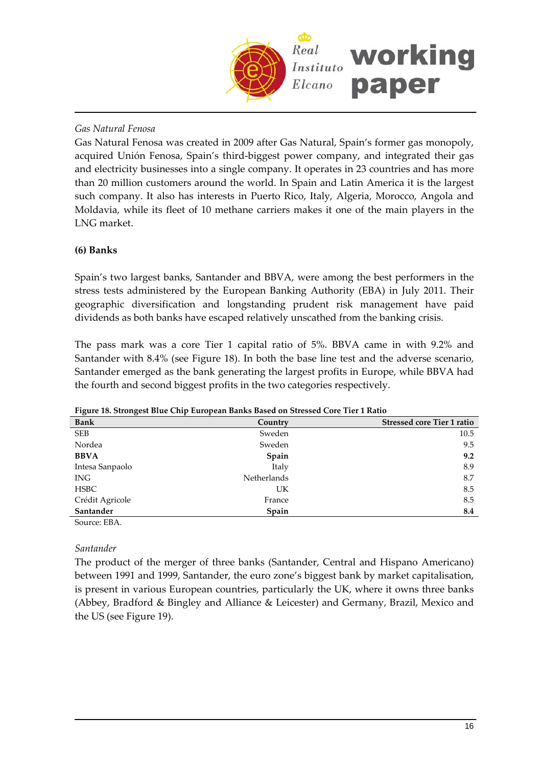*Gas Natural Fenosa*

Gas Natural Fenosa was created in 2009 after Gas Natural, Spain's former gas monopoly, acquired Unión Fenosa, Spain's third-biggest power company, and integrated their gas and electricity businesses into a single company. It operates in 23 countries and has more than 20 million customers around the world. In Spain and Latin America it is the largest such company. It also has interests in Puerto Rico, Italy, Algeria, Morocco, Angola and Moldavia, while its fleet of 10 methane carriers makes it one of the main players in the LNG market.

**(6) Banks**

Spain's two largest banks, Santander and BBVA, were among the best performers in the stress tests administered by the European Banking Authority (EBA) in July 2011. Their geographic diversification and longstanding prudent risk management have paid dividends as both banks have escaped relatively unscathed from the banking crisis.

The pass mark was a core Tier 1 capital ratio of 5%. BBVA came in with 9.2% and Santander with 8.4% (see Figure 18). In both the base line test and the adverse scenario, Santander emerged as the bank generating the largest profits in Europe, while BBVA had the fourth and second biggest profits in the two categories respectively.

**Figure 18. Strongest Blue Chip European Banks Based on Stressed Core Tier 1 Ratio**

| Bank | Country | Stressed core Tier 1 ratio |
|---|---|---|
| SEB | Sweden | 10.5 |
| Nordea | Sweden | 9.5 |
| **BBVA** | **Spain** | **9.2** |
| Intesa Sanpaolo | Italy | 8.9 |
| ING | Netherlands | 8.7 |
| HSBC | UK | 8.5 |
| Crédit Agricole | France | 8.5 |
| **Santander** | **Spain** | **8.4** |

Source: EBA.

*Santander*

The product of the merger of three banks (Santander, Central and Hispano Americano) between 1991 and 1999, Santander, the euro zone's biggest bank by market capitalisation, is present in various European countries, particularly the UK, where it owns three banks (Abbey, Bradford & Bingley and Alliance & Leicester) and Germany, Brazil, Mexico and the US (see Figure 19).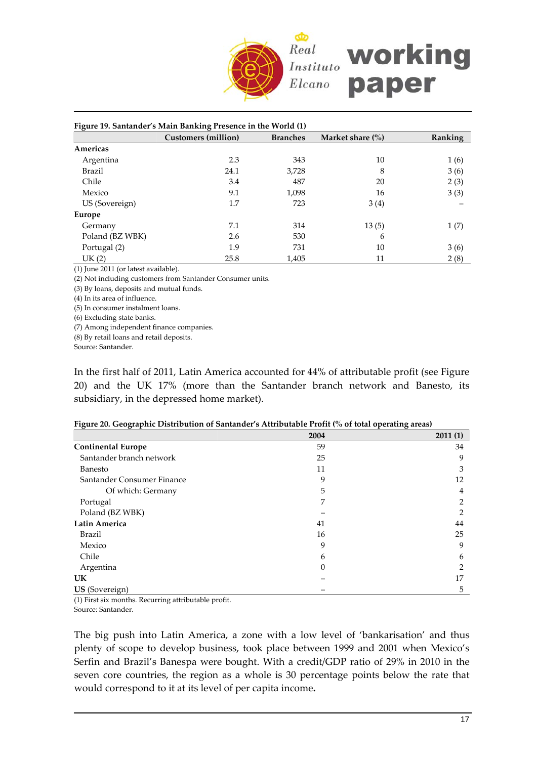**Figure 19. Santander's Main Banking Presence in the World (1)**

| | Customers (million) | Branches | Market share (%) | Ranking |
|---|---|---|---|---|
| **Americas** | | | | |
| Argentina | 2.3 | 343 | 10 | 1 (6) |
| Brazil | 24.1 | 3,728 | 8 | 3 (6) |
| Chile | 3.4 | 487 | 20 | 2 (3) |
| Mexico | 9.1 | 1,098 | 16 | 3 (3) |
| US (Sovereign) | 1.7 | 723 | 3 (4) | – |
| **Europe** | | | | |
| Germany | 7.1 | 314 | 13 (5) | 1 (7) |
| Poland (BZ WBK) | 2.6 | 530 | 6 | |
| Portugal (2) | 1.9 | 731 | 10 | 3 (6) |
| UK (2) | 25.8 | 1,405 | 11 | 2 (8) |

(1) June 2011 (or latest available).
(2) Not including customers from Santander Consumer units.
(3) By loans, deposits and mutual funds.
(4) In its area of influence.
(5) In consumer instalment loans.
(6) Excluding state banks.
(7) Among independent finance companies.
(8) By retail loans and retail deposits.
Source: Santander.

In the first half of 2011, Latin America accounted for 44% of attributable profit (see Figure 20) and the UK 17% (more than the Santander branch network and Banesto, its subsidiary, in the depressed home market).

**Figure 20. Geographic Distribution of Santander's Attributable Profit (% of total operating areas)**

| | 2004 | 2011 (1) |
|---|---|---|
| **Continental Europe** | 59 | 34 |
| Santander branch network | 25 | 9 |
| Banesto | 11 | 3 |
| Santander Consumer Finance | 9 | 12 |
| Of which: Germany | 5 | 4 |
| Portugal | 7 | 2 |
| Poland (BZ WBK) | – | 2 |
| **Latin America** | 41 | 44 |
| Brazil | 16 | 25 |
| Mexico | 9 | 9 |
| Chile | 6 | 6 |
| Argentina | 0 | 2 |
| **UK** | – | 17 |
| **US** (Sovereign) | – | 5 |

(1) First six months. Recurring attributable profit.
Source: Santander.

The big push into Latin America, a zone with a low level of 'bankarisation' and thus plenty of scope to develop business, took place between 1999 and 2001 when Mexico's Serfin and Brazil's Banespa were bought. With a credit/GDP ratio of 29% in 2010 in the seven core countries, the region as a whole is 30 percentage points below the rate that would correspond to it at its level of per capita income.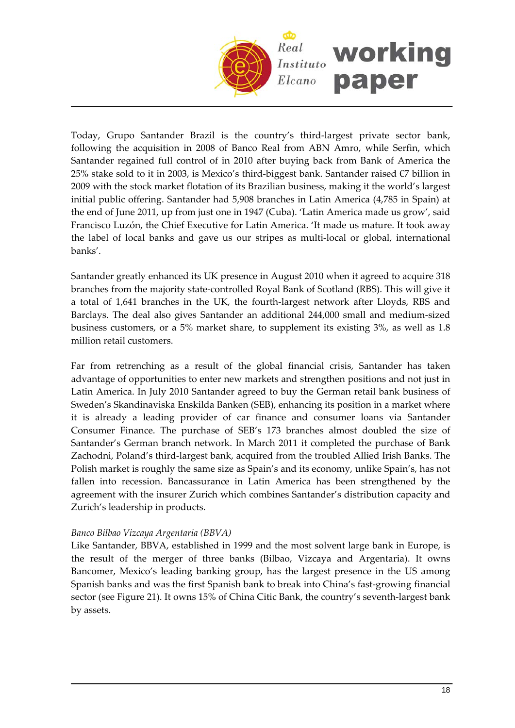Today, Grupo Santander Brazil is the country's third-largest private sector bank, following the acquisition in 2008 of Banco Real from ABN Amro, while Serfin, which Santander regained full control of in 2010 after buying back from Bank of America the 25% stake sold to it in 2003, is Mexico's third-biggest bank. Santander raised €7 billion in 2009 with the stock market flotation of its Brazilian business, making it the world's largest initial public offering. Santander had 5,908 branches in Latin America (4,785 in Spain) at the end of June 2011, up from just one in 1947 (Cuba). 'Latin America made us grow', said Francisco Luzón, the Chief Executive for Latin America. 'It made us mature. It took away the label of local banks and gave us our stripes as multi-local or global, international banks'.

Santander greatly enhanced its UK presence in August 2010 when it agreed to acquire 318 branches from the majority state-controlled Royal Bank of Scotland (RBS). This will give it a total of 1,641 branches in the UK, the fourth-largest network after Lloyds, RBS and Barclays. The deal also gives Santander an additional 244,000 small and medium-sized business customers, or a 5% market share, to supplement its existing 3%, as well as 1.8 million retail customers.

Far from retrenching as a result of the global financial crisis, Santander has taken advantage of opportunities to enter new markets and strengthen positions and not just in Latin America. In July 2010 Santander agreed to buy the German retail bank business of Sweden's Skandinaviska Enskilda Banken (SEB), enhancing its position in a market where it is already a leading provider of car finance and consumer loans via Santander Consumer Finance. The purchase of SEB's 173 branches almost doubled the size of Santander's German branch network. In March 2011 it completed the purchase of Bank Zachodni, Poland's third-largest bank, acquired from the troubled Allied Irish Banks. The Polish market is roughly the same size as Spain's and its economy, unlike Spain's, has not fallen into recession. Bancassurance in Latin America has been strengthened by the agreement with the insurer Zurich which combines Santander's distribution capacity and Zurich's leadership in products.

*Banco Bilbao Vizcaya Argentaria (BBVA)*

Like Santander, BBVA, established in 1999 and the most solvent large bank in Europe, is the result of the merger of three banks (Bilbao, Vizcaya and Argentaria). It owns Bancomer, Mexico's leading banking group, has the largest presence in the US among Spanish banks and was the first Spanish bank to break into China's fast-growing financial sector (see Figure 21). It owns 15% of China Citic Bank, the country's seventh-largest bank by assets.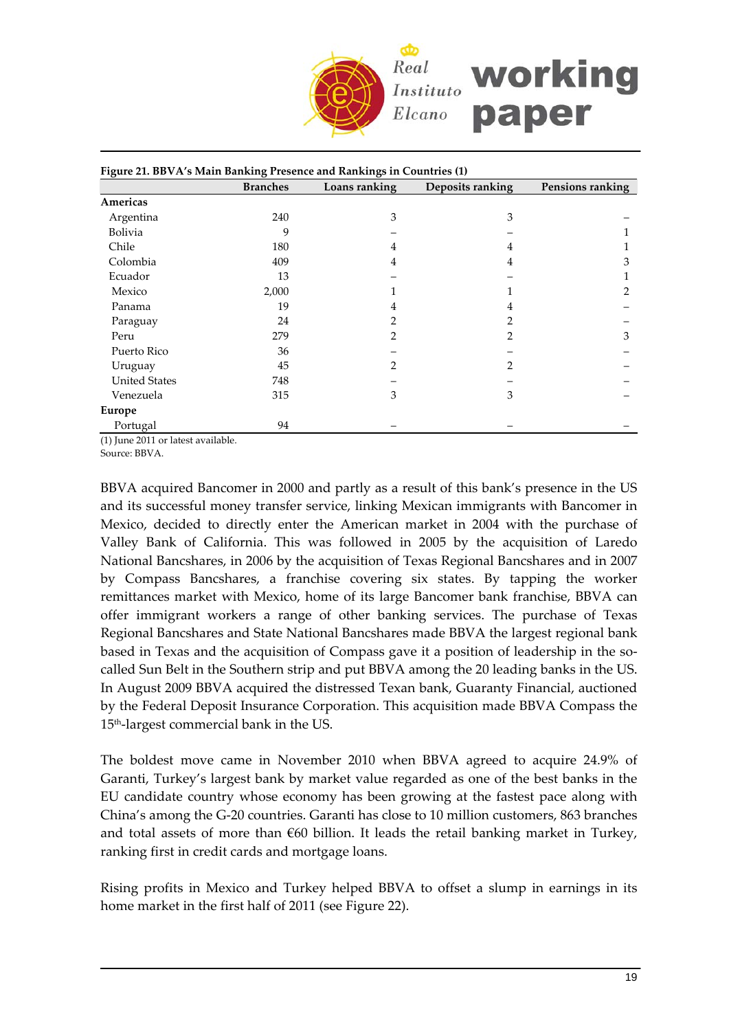**Figure 21. BBVA's Main Banking Presence and Rankings in Countries (1)**

| | Branches | Loans ranking | Deposits ranking | Pensions ranking |
|---|---|---|---|---|
| **Americas** | | | | |
| Argentina | 240 | 3 | 3 | – |
| Bolivia | 9 | – | – | 1 |
| Chile | 180 | 4 | 4 | 1 |
| Colombia | 409 | 4 | 4 | 3 |
| Ecuador | 13 | – | – | 1 |
| Mexico | 2,000 | 1 | 1 | 2 |
| Panama | 19 | 4 | 4 | – |
| Paraguay | 24 | 2 | 2 | – |
| Peru | 279 | 2 | 2 | 3 |
| Puerto Rico | 36 | – | – | – |
| Uruguay | 45 | 2 | 2 | – |
| United States | 748 | – | – | – |
| Venezuela | 315 | 3 | 3 | – |
| **Europe** | | | | |
| Portugal | 94 | – | – | – |

(1) June 2011 or latest available.
Source: BBVA.

BBVA acquired Bancomer in 2000 and partly as a result of this bank's presence in the US and its successful money transfer service, linking Mexican immigrants with Bancomer in Mexico, decided to directly enter the American market in 2004 with the purchase of Valley Bank of California. This was followed in 2005 by the acquisition of Laredo National Bancshares, in 2006 by the acquisition of Texas Regional Bancshares and in 2007 by Compass Bancshares, a franchise covering six states. By tapping the worker remittances market with Mexico, home of its large Bancomer bank franchise, BBVA can offer immigrant workers a range of other banking services. The purchase of Texas Regional Bancshares and State National Bancshares made BBVA the largest regional bank based in Texas and the acquisition of Compass gave it a position of leadership in the so-called Sun Belt in the Southern strip and put BBVA among the 20 leading banks in the US. In August 2009 BBVA acquired the distressed Texan bank, Guaranty Financial, auctioned by the Federal Deposit Insurance Corporation. This acquisition made BBVA Compass the 15th-largest commercial bank in the US.

The boldest move came in November 2010 when BBVA agreed to acquire 24.9% of Garanti, Turkey's largest bank by market value regarded as one of the best banks in the EU candidate country whose economy has been growing at the fastest pace along with China's among the G-20 countries. Garanti has close to 10 million customers, 863 branches and total assets of more than €60 billion. It leads the retail banking market in Turkey, ranking first in credit cards and mortgage loans.

Rising profits in Mexico and Turkey helped BBVA to offset a slump in earnings in its home market in the first half of 2011 (see Figure 22).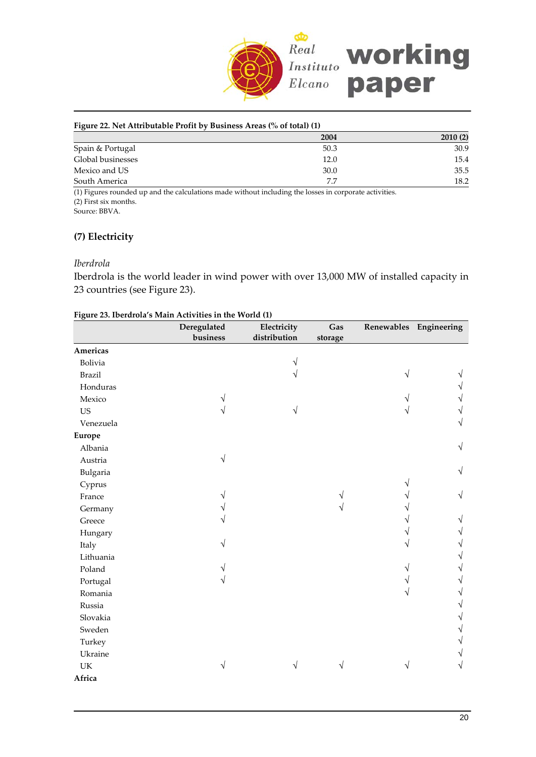**Figure 22. Net Attributable Profit by Business Areas (% of total) (1)**

| | 2004 | 2010 (2) |
|---|---|---|
| Spain & Portugal | 50.3 | 30.9 |
| Global businesses | 12.0 | 15.4 |
| Mexico and US | 30.0 | 35.5 |
| South America | 7.7 | 18.2 |

(1) Figures rounded up and the calculations made without including the losses in corporate activities.
(2) First six months.
Source: BBVA.

## (7) Electricity

*Iberdrola*

Iberdrola is the world leader in wind power with over 13,000 MW of installed capacity in 23 countries (see Figure 23).

**Figure 23. Iberdrola's Main Activities in the World (1)**

| | Deregulated business | Electricity distribution | Gas storage | Renewables | Engineering |
|---|---|---|---|---|---|
| **Americas** | | | | | |
| Bolivia | | √ | | | |
| Brazil | | √ | | √ | √ |
| Honduras | | | | | √ |
| Mexico | √ | | | √ | √ |
| US | √ | √ | | √ | √ |
| Venezuela | | | | | √ |
| **Europe** | | | | | |
| Albania | | | | | √ |
| Austria | √ | | | | |
| Bulgaria | | | | | √ |
| Cyprus | | | | √ | |
| France | √ | | √ | √ | √ |
| Germany | √ | | √ | √ | |
| Greece | √ | | | √ | √ |
| Hungary | | | | √ | √ |
| Italy | √ | | | √ | √ |
| Lithuania | | | | | √ |
| Poland | √ | | | √ | √ |
| Portugal | √ | | | √ | √ |
| Romania | | | | √ | √ |
| Russia | | | | | √ |
| Slovakia | | | | | √ |
| Sweden | | | | | √ |
| Turkey | | | | | √ |
| Ukraine | | | | | √ |
| UK | √ | √ | √ | √ | √ |
| **Africa** | | | | | |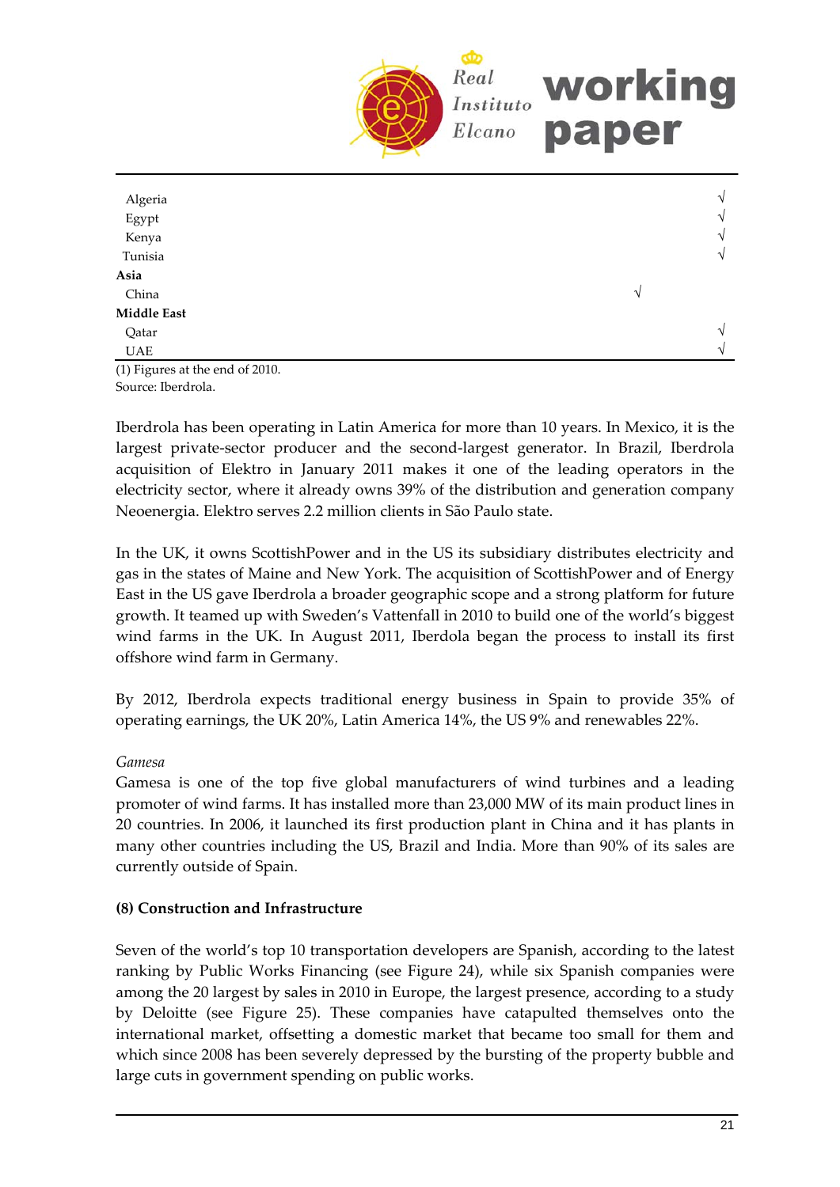| | | |
|---|---|---|
| Algeria | | √ |
| Egypt | | √ |
| Kenya | | √ |
| Tunisia | | √ |
| **Asia** | | |
| China | √ | |
| **Middle East** | | |
| Qatar | | √ |
| UAE | | √ |

(1) Figures at the end of 2010.
Source: Iberdrola.

Iberdrola has been operating in Latin America for more than 10 years. In Mexico, it is the largest private-sector producer and the second-largest generator. In Brazil, Iberdrola acquisition of Elektro in January 2011 makes it one of the leading operators in the electricity sector, where it already owns 39% of the distribution and generation company Neoenergia. Elektro serves 2.2 million clients in São Paulo state.

In the UK, it owns ScottishPower and in the US its subsidiary distributes electricity and gas in the states of Maine and New York. The acquisition of ScottishPower and of Energy East in the US gave Iberdrola a broader geographic scope and a strong platform for future growth. It teamed up with Sweden's Vattenfall in 2010 to build one of the world's biggest wind farms in the UK. In August 2011, Iberdola began the process to install its first offshore wind farm in Germany.

By 2012, Iberdrola expects traditional energy business in Spain to provide 35% of operating earnings, the UK 20%, Latin America 14%, the US 9% and renewables 22%.

*Gamesa*

Gamesa is one of the top five global manufacturers of wind turbines and a leading promoter of wind farms. It has installed more than 23,000 MW of its main product lines in 20 countries. In 2006, it launched its first production plant in China and it has plants in many other countries including the US, Brazil and India. More than 90% of its sales are currently outside of Spain.

**(8) Construction and Infrastructure**

Seven of the world's top 10 transportation developers are Spanish, according to the latest ranking by Public Works Financing (see Figure 24), while six Spanish companies were among the 20 largest by sales in 2010 in Europe, the largest presence, according to a study by Deloitte (see Figure 25). These companies have catapulted themselves onto the international market, offsetting a domestic market that became too small for them and which since 2008 has been severely depressed by the bursting of the property bubble and large cuts in government spending on public works.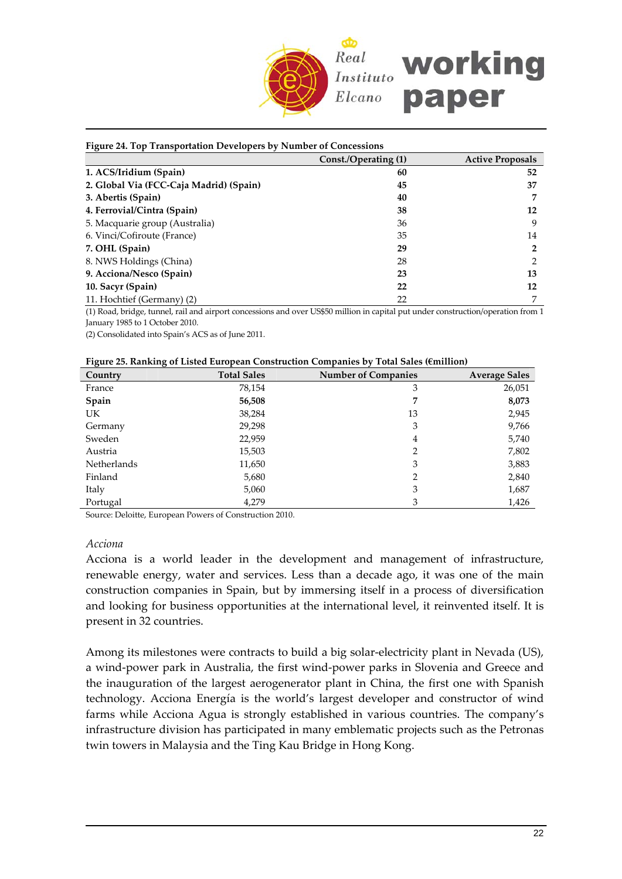**Figure 24. Top Transportation Developers by Number of Concessions**

| | Const./Operating (1) | Active Proposals |
|---|---|---|
| **1. ACS/Iridium (Spain)** | **60** | **52** |
| **2. Global Via (FCC-Caja Madrid) (Spain)** | **45** | **37** |
| **3. Abertis (Spain)** | **40** | **7** |
| **4. Ferrovial/Cintra (Spain)** | **38** | **12** |
| 5. Macquarie group (Australia) | 36 | 9 |
| 6. Vinci/Cofiroute (France) | 35 | 14 |
| **7. OHL (Spain)** | **29** | **2** |
| 8. NWS Holdings (China) | 28 | 2 |
| **9. Acciona/Nesco (Spain)** | **23** | **13** |
| **10. Sacyr (Spain)** | **22** | **12** |
| 11. Hochtief (Germany) (2) | 22 | 7 |

(1) Road, bridge, tunnel, rail and airport concessions and over US$50 million in capital put under construction/operation from 1 January 1985 to 1 October 2010.
(2) Consolidated into Spain's ACS as of June 2011.

**Figure 25. Ranking of Listed European Construction Companies by Total Sales (€million)**

| Country | Total Sales | Number of Companies | Average Sales |
|---|---|---|---|
| France | 78,154 | 3 | 26,051 |
| **Spain** | **56,508** | **7** | **8,073** |
| UK | 38,284 | 13 | 2,945 |
| Germany | 29,298 | 3 | 9,766 |
| Sweden | 22,959 | 4 | 5,740 |
| Austria | 15,503 | 2 | 7,802 |
| Netherlands | 11,650 | 3 | 3,883 |
| Finland | 5,680 | 2 | 2,840 |
| Italy | 5,060 | 3 | 1,687 |
| Portugal | 4,279 | 3 | 1,426 |

Source: Deloitte, European Powers of Construction 2010.

*Acciona*

Acciona is a world leader in the development and management of infrastructure, renewable energy, water and services. Less than a decade ago, it was one of the main construction companies in Spain, but by immersing itself in a process of diversification and looking for business opportunities at the international level, it reinvented itself. It is present in 32 countries.

Among its milestones were contracts to build a big solar-electricity plant in Nevada (US), a wind-power park in Australia, the first wind-power parks in Slovenia and Greece and the inauguration of the largest aerogenerator plant in China, the first one with Spanish technology. Acciona Energía is the world's largest developer and constructor of wind farms while Acciona Agua is strongly established in various countries. The company's infrastructure division has participated in many emblematic projects such as the Petronas twin towers in Malaysia and the Ting Kau Bridge in Hong Kong.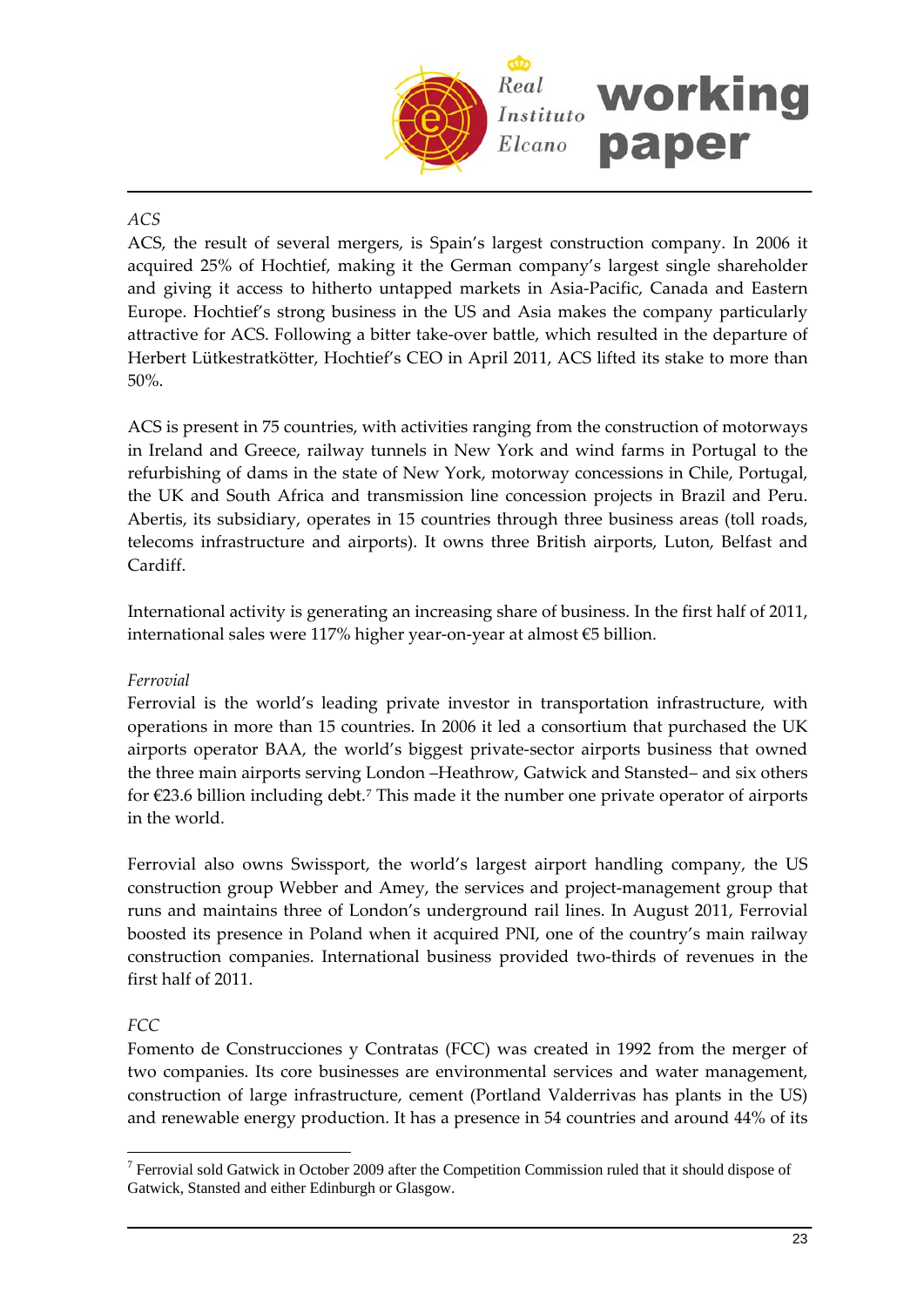*ACS*

ACS, the result of several mergers, is Spain's largest construction company. In 2006 it acquired 25% of Hochtief, making it the German company's largest single shareholder and giving it access to hitherto untapped markets in Asia-Pacific, Canada and Eastern Europe. Hochtief's strong business in the US and Asia makes the company particularly attractive for ACS. Following a bitter take-over battle, which resulted in the departure of Herbert Lütkestratkötter, Hochtief's CEO in April 2011, ACS lifted its stake to more than 50%.

ACS is present in 75 countries, with activities ranging from the construction of motorways in Ireland and Greece, railway tunnels in New York and wind farms in Portugal to the refurbishing of dams in the state of New York, motorway concessions in Chile, Portugal, the UK and South Africa and transmission line concession projects in Brazil and Peru. Abertis, its subsidiary, operates in 15 countries through three business areas (toll roads, telecoms infrastructure and airports). It owns three British airports, Luton, Belfast and Cardiff.

International activity is generating an increasing share of business. In the first half of 2011, international sales were 117% higher year-on-year at almost €5 billion.

*Ferrovial*

Ferrovial is the world's leading private investor in transportation infrastructure, with operations in more than 15 countries. In 2006 it led a consortium that purchased the UK airports operator BAA, the world's biggest private-sector airports business that owned the three main airports serving London –Heathrow, Gatwick and Stansted– and six others for €23.6 billion including debt.[7] This made it the number one private operator of airports in the world.

Ferrovial also owns Swissport, the world's largest airport handling company, the US construction group Webber and Amey, the services and project-management group that runs and maintains three of London's underground rail lines. In August 2011, Ferrovial boosted its presence in Poland when it acquired PNI, one of the country's main railway construction companies. International business provided two-thirds of revenues in the first half of 2011.

*FCC*

Fomento de Construcciones y Contratas (FCC) was created in 1992 from the merger of two companies. Its core businesses are environmental services and water management, construction of large infrastructure, cement (Portland Valderrivas has plants in the US) and renewable energy production. It has a presence in 54 countries and around 44% of its

---

[7] Ferrovial sold Gatwick in October 2009 after the Competition Commission ruled that it should dispose of Gatwick, Stansted and either Edinburgh or Glasgow.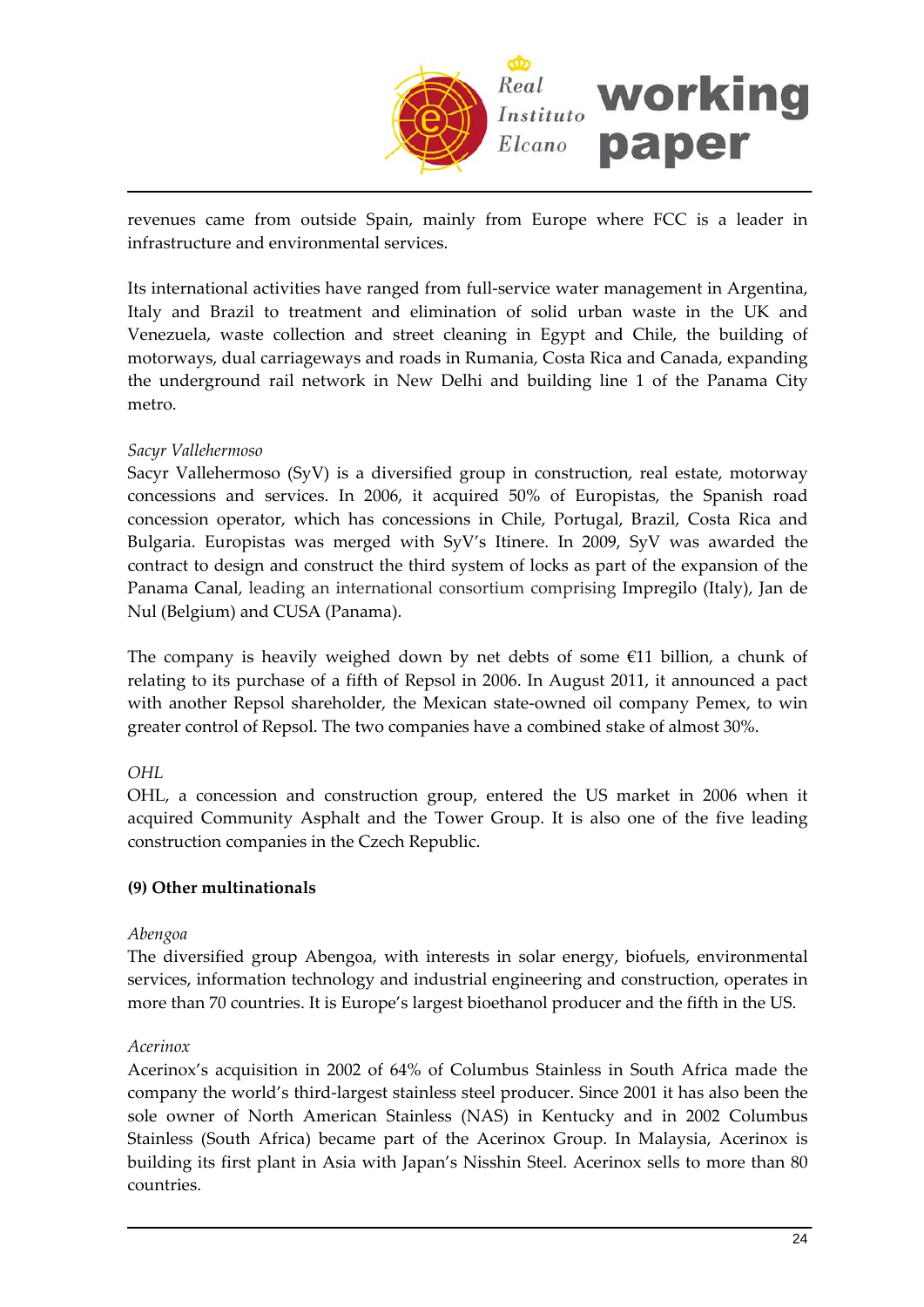revenues came from outside Spain, mainly from Europe where FCC is a leader in infrastructure and environmental services.

Its international activities have ranged from full-service water management in Argentina, Italy and Brazil to treatment and elimination of solid urban waste in the UK and Venezuela, waste collection and street cleaning in Egypt and Chile, the building of motorways, dual carriageways and roads in Rumania, Costa Rica and Canada, expanding the underground rail network in New Delhi and building line 1 of the Panama City metro.

*Sacyr Vallehermoso*

Sacyr Vallehermoso (SyV) is a diversified group in construction, real estate, motorway concessions and services. In 2006, it acquired 50% of Europistas, the Spanish road concession operator, which has concessions in Chile, Portugal, Brazil, Costa Rica and Bulgaria. Europistas was merged with SyV's Itinere. In 2009, SyV was awarded the contract to design and construct the third system of locks as part of the expansion of the Panama Canal, leading an international consortium comprising Impregilo (Italy), Jan de Nul (Belgium) and CUSA (Panama).

The company is heavily weighed down by net debts of some €11 billion, a chunk of relating to its purchase of a fifth of Repsol in 2006. In August 2011, it announced a pact with another Repsol shareholder, the Mexican state-owned oil company Pemex, to win greater control of Repsol. The two companies have a combined stake of almost 30%.

*OHL*

OHL, a concession and construction group, entered the US market in 2006 when it acquired Community Asphalt and the Tower Group. It is also one of the five leading construction companies in the Czech Republic.

**(9) Other multinationals**

*Abengoa*

The diversified group Abengoa, with interests in solar energy, biofuels, environmental services, information technology and industrial engineering and construction, operates in more than 70 countries. It is Europe's largest bioethanol producer and the fifth in the US.

*Acerinox*

Acerinox's acquisition in 2002 of 64% of Columbus Stainless in South Africa made the company the world's third-largest stainless steel producer. Since 2001 it has also been the sole owner of North American Stainless (NAS) in Kentucky and in 2002 Columbus Stainless (South Africa) became part of the Acerinox Group. In Malaysia, Acerinox is building its first plant in Asia with Japan's Nisshin Steel. Acerinox sells to more than 80 countries.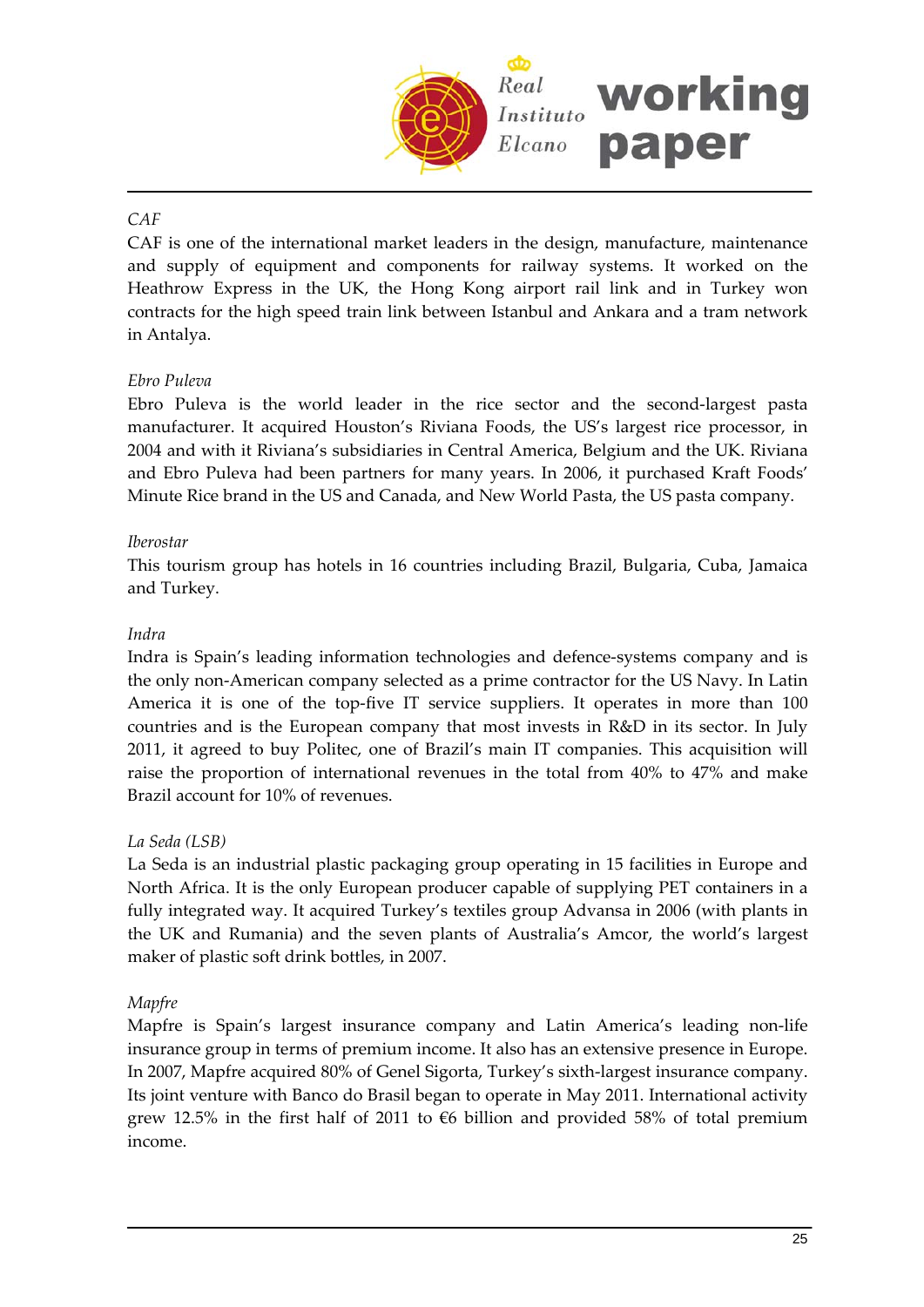*CAF*

CAF is one of the international market leaders in the design, manufacture, maintenance and supply of equipment and components for railway systems. It worked on the Heathrow Express in the UK, the Hong Kong airport rail link and in Turkey won contracts for the high speed train link between Istanbul and Ankara and a tram network in Antalya.

*Ebro Puleva*

Ebro Puleva is the world leader in the rice sector and the second-largest pasta manufacturer. It acquired Houston's Riviana Foods, the US's largest rice processor, in 2004 and with it Riviana's subsidiaries in Central America, Belgium and the UK. Riviana and Ebro Puleva had been partners for many years. In 2006, it purchased Kraft Foods' Minute Rice brand in the US and Canada, and New World Pasta, the US pasta company.

*Iberostar*

This tourism group has hotels in 16 countries including Brazil, Bulgaria, Cuba, Jamaica and Turkey.

*Indra*

Indra is Spain's leading information technologies and defence-systems company and is the only non-American company selected as a prime contractor for the US Navy. In Latin America it is one of the top-five IT service suppliers. It operates in more than 100 countries and is the European company that most invests in R&D in its sector. In July 2011, it agreed to buy Politec, one of Brazil's main IT companies. This acquisition will raise the proportion of international revenues in the total from 40% to 47% and make Brazil account for 10% of revenues.

*La Seda (LSB)*

La Seda is an industrial plastic packaging group operating in 15 facilities in Europe and North Africa. It is the only European producer capable of supplying PET containers in a fully integrated way. It acquired Turkey's textiles group Advansa in 2006 (with plants in the UK and Rumania) and the seven plants of Australia's Amcor, the world's largest maker of plastic soft drink bottles, in 2007.

*Mapfre*

Mapfre is Spain's largest insurance company and Latin America's leading non-life insurance group in terms of premium income. It also has an extensive presence in Europe. In 2007, Mapfre acquired 80% of Genel Sigorta, Turkey's sixth-largest insurance company. Its joint venture with Banco do Brasil began to operate in May 2011. International activity grew 12.5% in the first half of 2011 to €6 billion and provided 58% of total premium income.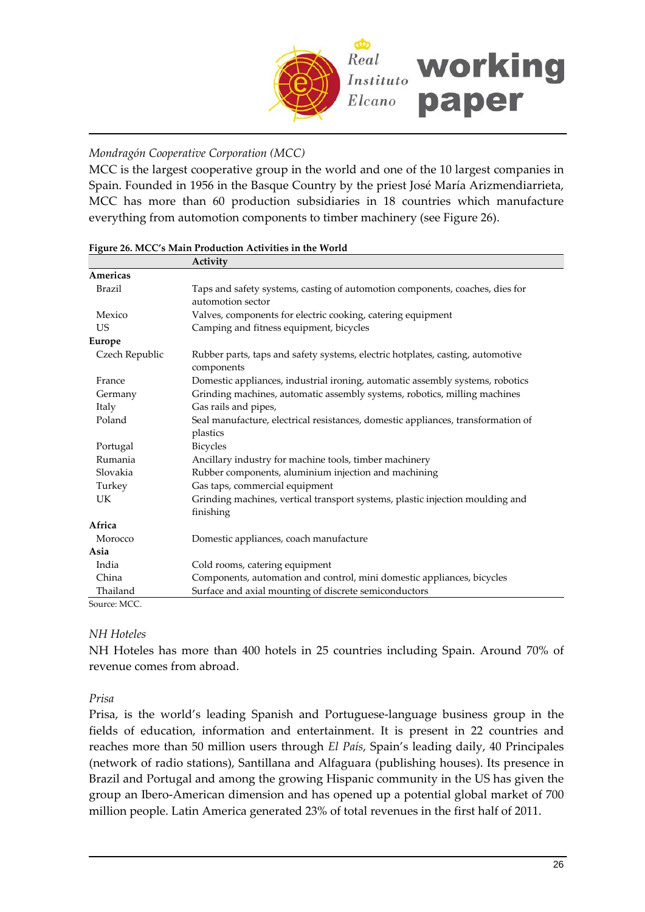*Mondragón Cooperative Corporation (MCC)*

MCC is the largest cooperative group in the world and one of the 10 largest companies in Spain. Founded in 1956 in the Basque Country by the priest José María Arizmendiarrieta, MCC has more than 60 production subsidiaries in 18 countries which manufacture everything from automotion components to timber machinery (see Figure 26).

**Figure 26. MCC's Main Production Activities in the World**

| | Activity |
|---|---|
| **Americas** | |
| Brazil | Taps and safety systems, casting of automotion components, coaches, dies for automotion sector |
| Mexico | Valves, components for electric cooking, catering equipment |
| US | Camping and fitness equipment, bicycles |
| **Europe** | |
| Czech Republic | Rubber parts, taps and safety systems, electric hotplates, casting, automotive components |
| France | Domestic appliances, industrial ironing, automatic assembly systems, robotics |
| Germany | Grinding machines, automatic assembly systems, robotics, milling machines |
| Italy | Gas rails and pipes, |
| Poland | Seal manufacture, electrical resistances, domestic appliances, transformation of plastics |
| Portugal | Bicycles |
| Rumania | Ancillary industry for machine tools, timber machinery |
| Slovakia | Rubber components, aluminium injection and machining |
| Turkey | Gas taps, commercial equipment |
| UK | Grinding machines, vertical transport systems, plastic injection moulding and finishing |
| **Africa** | |
| Morocco | Domestic appliances, coach manufacture |
| **Asia** | |
| India | Cold rooms, catering equipment |
| China | Components, automation and control, mini domestic appliances, bicycles |
| Thailand | Surface and axial mounting of discrete semiconductors |

Source: MCC.

*NH Hoteles*

NH Hoteles has more than 400 hotels in 25 countries including Spain. Around 70% of revenue comes from abroad.

*Prisa*

Prisa, is the world's leading Spanish and Portuguese-language business group in the fields of education, information and entertainment. It is present in 22 countries and reaches more than 50 million users through *El País*, Spain's leading daily, 40 Principales (network of radio stations), Santillana and Alfaguara (publishing houses). Its presence in Brazil and Portugal and among the growing Hispanic community in the US has given the group an Ibero-American dimension and has opened up a potential global market of 700 million people. Latin America generated 23% of total revenues in the first half of 2011.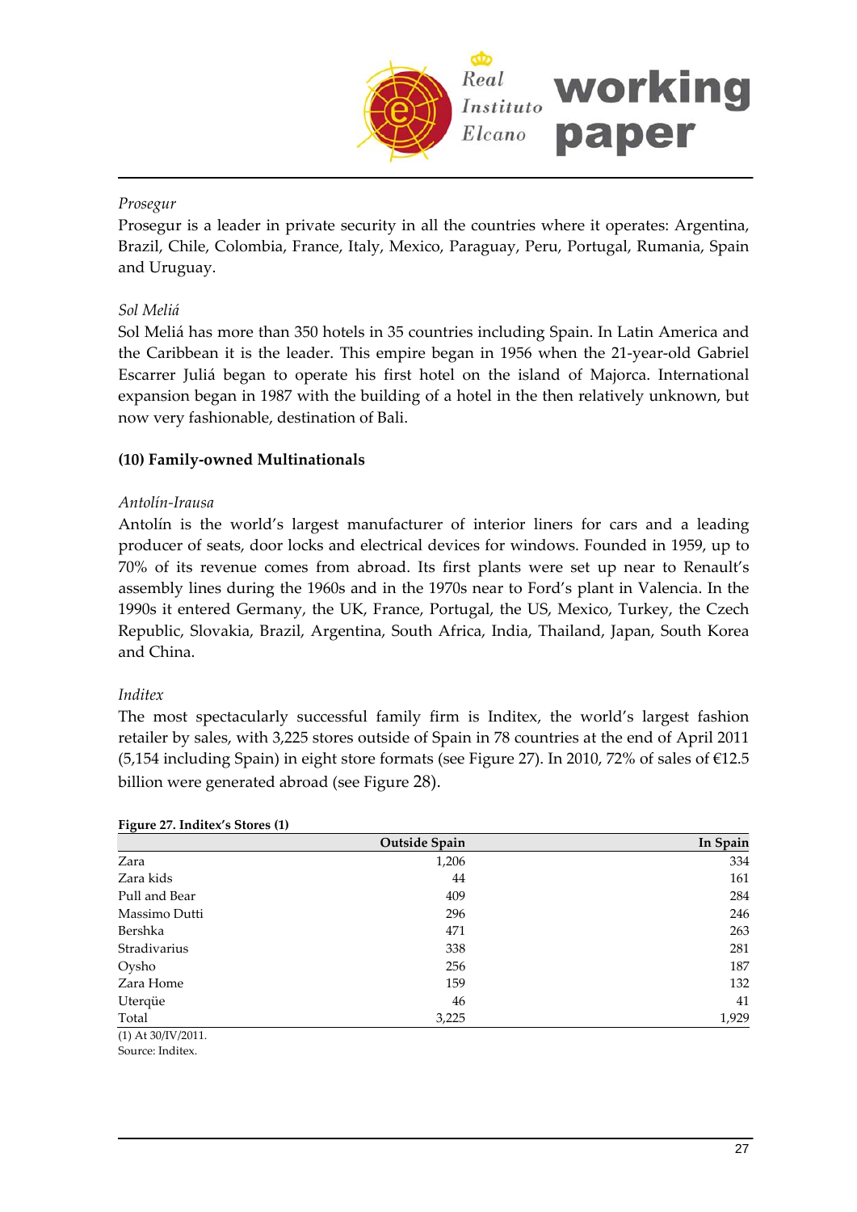*Prosegur*

Prosegur is a leader in private security in all the countries where it operates: Argentina, Brazil, Chile, Colombia, France, Italy, Mexico, Paraguay, Peru, Portugal, Rumania, Spain and Uruguay.

*Sol Meliá*

Sol Meliá has more than 350 hotels in 35 countries including Spain. In Latin America and the Caribbean it is the leader. This empire began in 1956 when the 21-year-old Gabriel Escarrer Juliá began to operate his first hotel on the island of Majorca. International expansion began in 1987 with the building of a hotel in the then relatively unknown, but now very fashionable, destination of Bali.

**(10) Family-owned Multinationals**

*Antolín-Irausa*

Antolín is the world's largest manufacturer of interior liners for cars and a leading producer of seats, door locks and electrical devices for windows. Founded in 1959, up to 70% of its revenue comes from abroad. Its first plants were set up near to Renault's assembly lines during the 1960s and in the 1970s near to Ford's plant in Valencia. In the 1990s it entered Germany, the UK, France, Portugal, the US, Mexico, Turkey, the Czech Republic, Slovakia, Brazil, Argentina, South Africa, India, Thailand, Japan, South Korea and China.

*Inditex*

The most spectacularly successful family firm is Inditex, the world's largest fashion retailer by sales, with 3,225 stores outside of Spain in 78 countries at the end of April 2011 (5,154 including Spain) in eight store formats (see Figure 27). In 2010, 72% of sales of €12.5 billion were generated abroad (see Figure 28).

**Figure 27. Inditex's Stores (1)**

| | Outside Spain | In Spain |
|---|---|---|
| Zara | 1,206 | 334 |
| Zara kids | 44 | 161 |
| Pull and Bear | 409 | 284 |
| Massimo Dutti | 296 | 246 |
| Bershka | 471 | 263 |
| Stradivarius | 338 | 281 |
| Oysho | 256 | 187 |
| Zara Home | 159 | 132 |
| Uterqüe | 46 | 41 |
| Total | 3,225 | 1,929 |

(1) At 30/IV/2011.
Source: Inditex.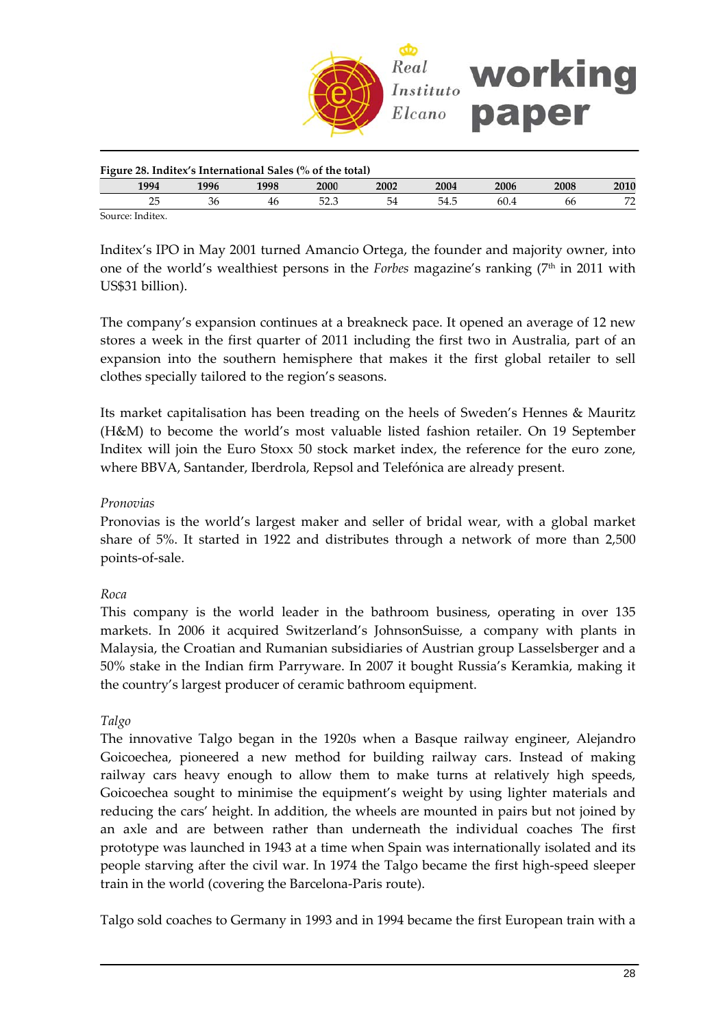**Figure 28. Inditex's International Sales (% of the total)**

| 1994 | 1996 | 1998 | 2000 | 2002 | 2004 | 2006 | 2008 | 2010 |
|---|---|---|---|---|---|---|---|---|
| 25 | 36 | 46 | 52.3 | 54 | 54.5 | 60.4 | 66 | 72 |

Source: Inditex.

Inditex's IPO in May 2001 turned Amancio Ortega, the founder and majority owner, into one of the world's wealthiest persons in the *Forbes* magazine's ranking (7th in 2011 with US$31 billion).

The company's expansion continues at a breakneck pace. It opened an average of 12 new stores a week in the first quarter of 2011 including the first two in Australia, part of an expansion into the southern hemisphere that makes it the first global retailer to sell clothes specially tailored to the region's seasons.

Its market capitalisation has been treading on the heels of Sweden's Hennes & Mauritz (H&M) to become the world's most valuable listed fashion retailer. On 19 September Inditex will join the Euro Stoxx 50 stock market index, the reference for the euro zone, where BBVA, Santander, Iberdrola, Repsol and Telefónica are already present.

*Pronovias*

Pronovias is the world's largest maker and seller of bridal wear, with a global market share of 5%. It started in 1922 and distributes through a network of more than 2,500 points-of-sale.

*Roca*

This company is the world leader in the bathroom business, operating in over 135 markets. In 2006 it acquired Switzerland's JohnsonSuisse, a company with plants in Malaysia, the Croatian and Rumanian subsidiaries of Austrian group Lasselsberger and a 50% stake in the Indian firm Parryware. In 2007 it bought Russia's Keramkia, making it the country's largest producer of ceramic bathroom equipment.

*Talgo*

The innovative Talgo began in the 1920s when a Basque railway engineer, Alejandro Goicoechea, pioneered a new method for building railway cars. Instead of making railway cars heavy enough to allow them to make turns at relatively high speeds, Goicoechea sought to minimise the equipment's weight by using lighter materials and reducing the cars' height. In addition, the wheels are mounted in pairs but not joined by an axle and are between rather than underneath the individual coaches The first prototype was launched in 1943 at a time when Spain was internationally isolated and its people starving after the civil war. In 1974 the Talgo became the first high-speed sleeper train in the world (covering the Barcelona-Paris route).

Talgo sold coaches to Germany in 1993 and in 1994 became the first European train with a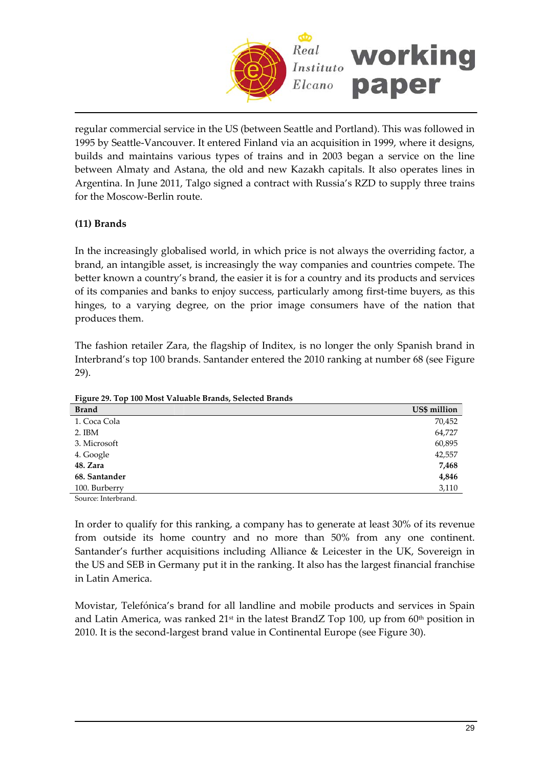regular commercial service in the US (between Seattle and Portland). This was followed in 1995 by Seattle-Vancouver. It entered Finland via an acquisition in 1999, where it designs, builds and maintains various types of trains and in 2003 began a service on the line between Almaty and Astana, the old and new Kazakh capitals. It also operates lines in Argentina. In June 2011, Talgo signed a contract with Russia's RZD to supply three trains for the Moscow-Berlin route.

**(11) Brands**

In the increasingly globalised world, in which price is not always the overriding factor, a brand, an intangible asset, is increasingly the way companies and countries compete. The better known a country's brand, the easier it is for a country and its products and services of its companies and banks to enjoy success, particularly among first-time buyers, as this hinges, to a varying degree, on the prior image consumers have of the nation that produces them.

The fashion retailer Zara, the flagship of Inditex, is no longer the only Spanish brand in Interbrand's top 100 brands. Santander entered the 2010 ranking at number 68 (see Figure 29).

**Figure 29. Top 100 Most Valuable Brands, Selected Brands**

| Brand | US$ million |
|---|---:|
| 1. Coca Cola | 70,452 |
| 2. IBM | 64,727 |
| 3. Microsoft | 60,895 |
| 4. Google | 42,557 |
| **48. Zara** | **7,468** |
| **68. Santander** | **4,846** |
| 100. Burberry | 3,110 |

Source: Interbrand.

In order to qualify for this ranking, a company has to generate at least 30% of its revenue from outside its home country and no more than 50% from any one continent. Santander's further acquisitions including Alliance & Leicester in the UK, Sovereign in the US and SEB in Germany put it in the ranking. It also has the largest financial franchise in Latin America.

Movistar, Telefónica's brand for all landline and mobile products and services in Spain and Latin America, was ranked 21st in the latest BrandZ Top 100, up from 60th position in 2010. It is the second-largest brand value in Continental Europe (see Figure 30).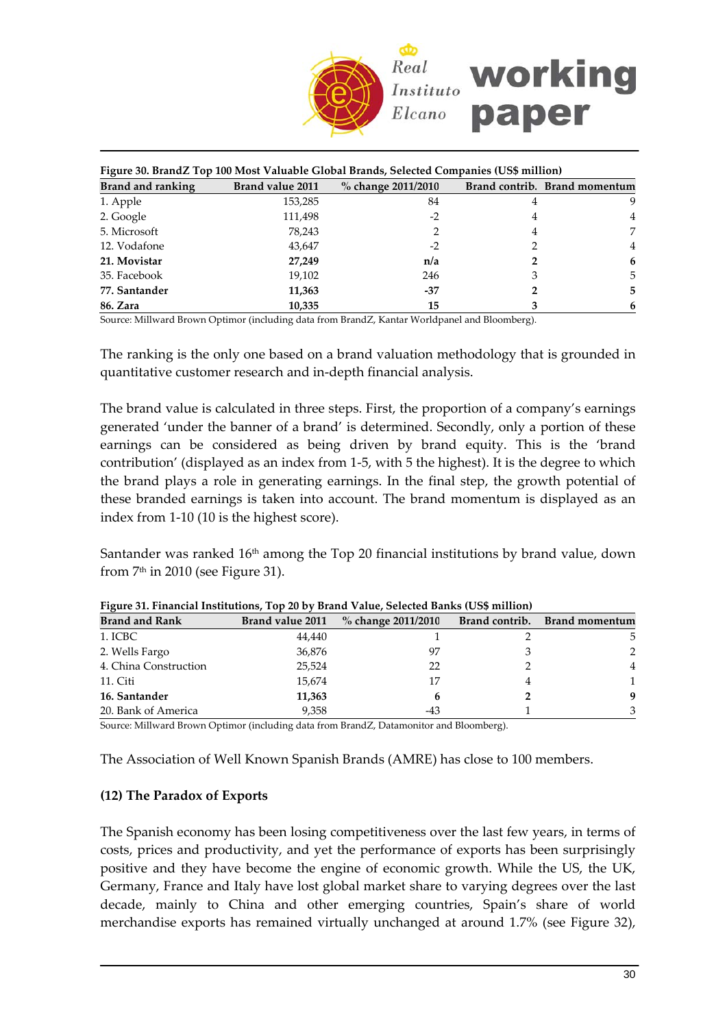**Figure 30. BrandZ Top 100 Most Valuable Global Brands, Selected Companies (US$ million)**

| Brand and ranking | Brand value 2011 | % change 2011/2010 | Brand contrib. | Brand momentum |
|---|---|---|---|---|
| 1. Apple | 153,285 | 84 | 4 | 9 |
| 2. Google | 111,498 | -2 | 4 | 4 |
| 5. Microsoft | 78,243 | 2 | 4 | 7 |
| 12. Vodafone | 43,647 | -2 | 2 | 4 |
| **21. Movistar** | **27,249** | **n/a** | **2** | **6** |
| 35. Facebook | 19,102 | 246 | 3 | 5 |
| **77. Santander** | **11,363** | **-37** | **2** | **5** |
| **86. Zara** | **10,335** | **15** | **3** | **6** |

Source: Millward Brown Optimor (including data from BrandZ, Kantar Worldpanel and Bloomberg).

The ranking is the only one based on a brand valuation methodology that is grounded in quantitative customer research and in-depth financial analysis.

The brand value is calculated in three steps. First, the proportion of a company's earnings generated 'under the banner of a brand' is determined. Secondly, only a portion of these earnings can be considered as being driven by brand equity. This is the 'brand contribution' (displayed as an index from 1-5, with 5 the highest). It is the degree to which the brand plays a role in generating earnings. In the final step, the growth potential of these branded earnings is taken into account. The brand momentum is displayed as an index from 1-10 (10 is the highest score).

Santander was ranked 16th among the Top 20 financial institutions by brand value, down from 7th in 2010 (see Figure 31).

**Figure 31. Financial Institutions, Top 20 by Brand Value, Selected Banks (US$ million)**

| Brand and Rank | Brand value 2011 | % change 2011/2010 | Brand contrib. | Brand momentum |
|---|---|---|---|---|
| 1. ICBC | 44,440 | 1 | 2 | 5 |
| 2. Wells Fargo | 36,876 | 97 | 3 | 2 |
| 4. China Construction | 25,524 | 22 | 2 | 4 |
| 11. Citi | 15,674 | 17 | 4 | 1 |
| **16. Santander** | **11,363** | **6** | **2** | **9** |
| 20. Bank of America | 9,358 | -43 | 1 | 3 |

Source: Millward Brown Optimor (including data from BrandZ, Datamonitor and Bloomberg).

The Association of Well Known Spanish Brands (AMRE) has close to 100 members.

**(12) The Paradox of Exports**

The Spanish economy has been losing competitiveness over the last few years, in terms of costs, prices and productivity, and yet the performance of exports has been surprisingly positive and they have become the engine of economic growth. While the US, the UK, Germany, France and Italy have lost global market share to varying degrees over the last decade, mainly to China and other emerging countries, Spain's share of world merchandise exports has remained virtually unchanged at around 1.7% (see Figure 32),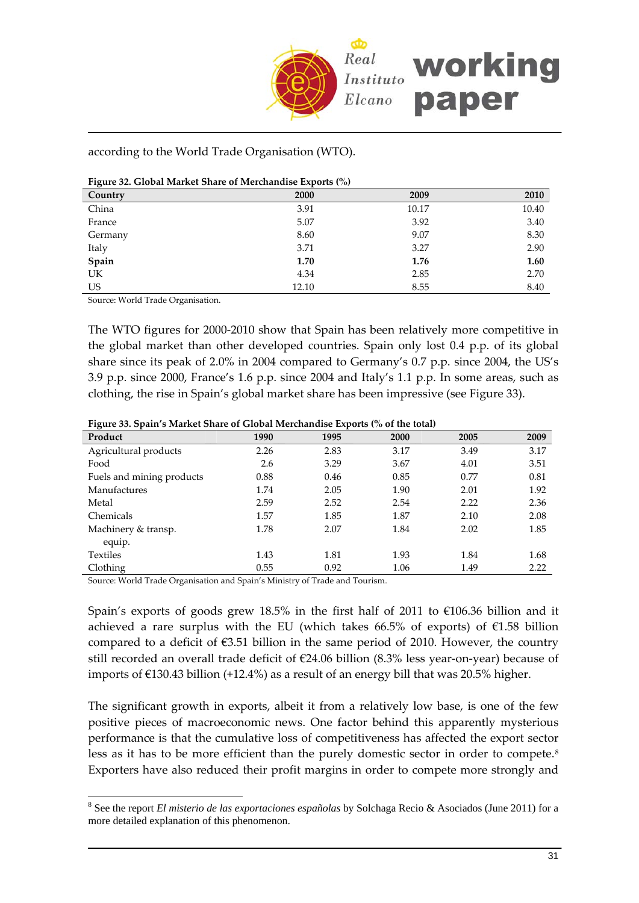according to the World Trade Organisation (WTO).

**Figure 32. Global Market Share of Merchandise Exports (%)**

| Country | 2000 | 2009 | 2010 |
|---|---|---|---|
| China | 3.91 | 10.17 | 10.40 |
| France | 5.07 | 3.92 | 3.40 |
| Germany | 8.60 | 9.07 | 8.30 |
| Italy | 3.71 | 3.27 | 2.90 |
| **Spain** | **1.70** | **1.76** | **1.60** |
| UK | 4.34 | 2.85 | 2.70 |
| US | 12.10 | 8.55 | 8.40 |

Source: World Trade Organisation.

The WTO figures for 2000-2010 show that Spain has been relatively more competitive in the global market than other developed countries. Spain only lost 0.4 p.p. of its global share since its peak of 2.0% in 2004 compared to Germany's 0.7 p.p. since 2004, the US's 3.9 p.p. since 2000, France's 1.6 p.p. since 2004 and Italy's 1.1 p.p. In some areas, such as clothing, the rise in Spain's global market share has been impressive (see Figure 33).

**Figure 33. Spain's Market Share of Global Merchandise Exports (% of the total)**

| Product | 1990 | 1995 | 2000 | 2005 | 2009 |
|---|---|---|---|---|---|
| Agricultural products | 2.26 | 2.83 | 3.17 | 3.49 | 3.17 |
| Food | 2.6 | 3.29 | 3.67 | 4.01 | 3.51 |
| Fuels and mining products | 0.88 | 0.46 | 0.85 | 0.77 | 0.81 |
| Manufactures | 1.74 | 2.05 | 1.90 | 2.01 | 1.92 |
| Metal | 2.59 | 2.52 | 2.54 | 2.22 | 2.36 |
| Chemicals | 1.57 | 1.85 | 1.87 | 2.10 | 2.08 |
| Machinery & transp. equip. | 1.78 | 2.07 | 1.84 | 2.02 | 1.85 |
| Textiles | 1.43 | 1.81 | 1.93 | 1.84 | 1.68 |
| Clothing | 0.55 | 0.92 | 1.06 | 1.49 | 2.22 |

Source: World Trade Organisation and Spain's Ministry of Trade and Tourism.

Spain's exports of goods grew 18.5% in the first half of 2011 to €106.36 billion and it achieved a rare surplus with the EU (which takes 66.5% of exports) of €1.58 billion compared to a deficit of €3.51 billion in the same period of 2010. However, the country still recorded an overall trade deficit of €24.06 billion (8.3% less year-on-year) because of imports of €130.43 billion (+12.4%) as a result of an energy bill that was 20.5% higher.

The significant growth in exports, albeit it from a relatively low base, is one of the few positive pieces of macroeconomic news. One factor behind this apparently mysterious performance is that the cumulative loss of competitiveness has affected the export sector less as it has to be more efficient than the purely domestic sector in order to compete.[8] Exporters have also reduced their profit margins in order to compete more strongly and

[8] See the report *El misterio de las exportaciones españolas* by Solchaga Recio & Asociados (June 2011) for a more detailed explanation of this phenomenon.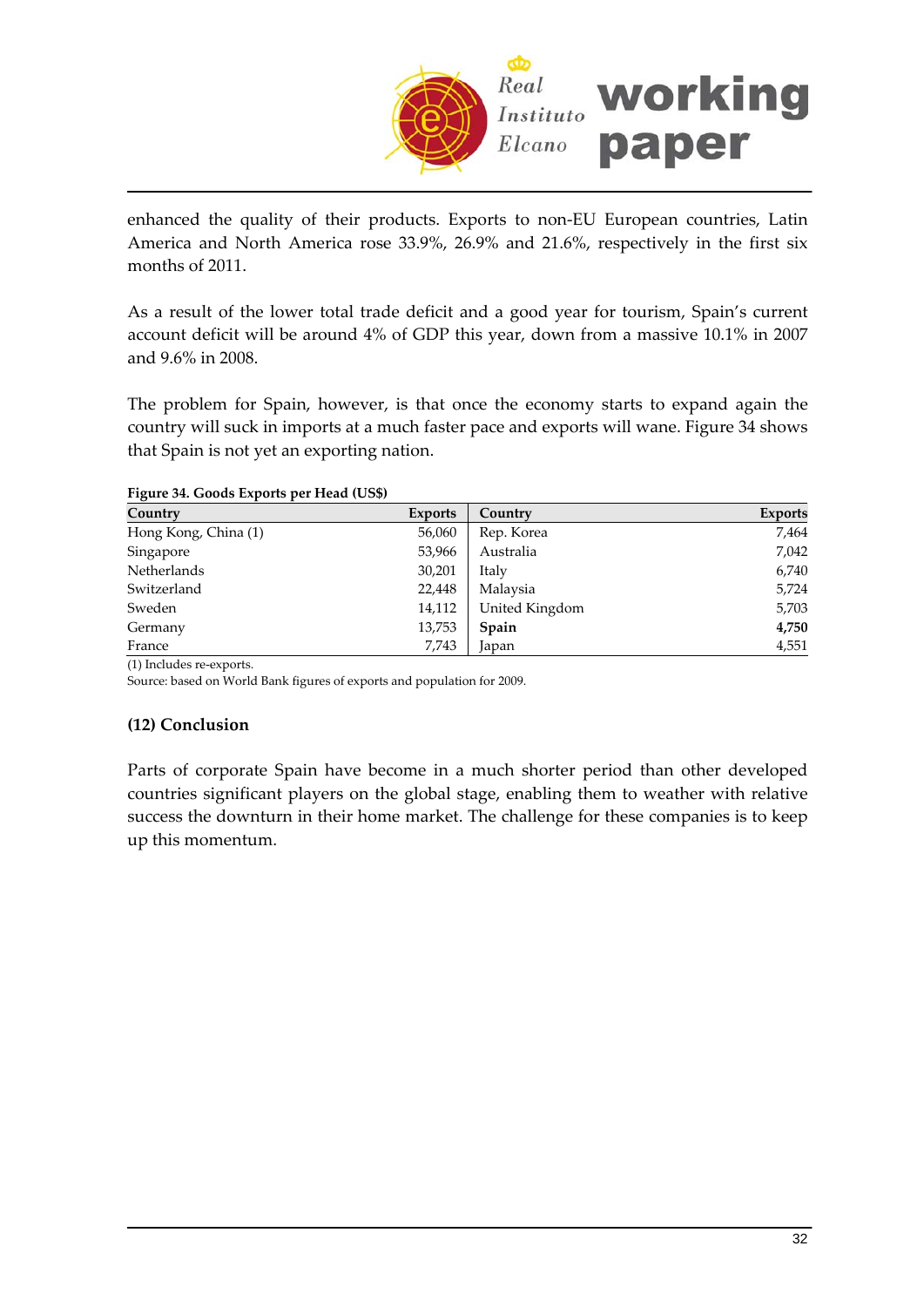enhanced the quality of their products. Exports to non-EU European countries, Latin America and North America rose 33.9%, 26.9% and 21.6%, respectively in the first six months of 2011.

As a result of the lower total trade deficit and a good year for tourism, Spain's current account deficit will be around 4% of GDP this year, down from a massive 10.1% in 2007 and 9.6% in 2008.

The problem for Spain, however, is that once the economy starts to expand again the country will suck in imports at a much faster pace and exports will wane. Figure 34 shows that Spain is not yet an exporting nation.

**Figure 34. Goods Exports per Head (US$)**

| Country | Exports | Country | Exports |
|---|---|---|---|
| Hong Kong, China (1) | 56,060 | Rep. Korea | 7,464 |
| Singapore | 53,966 | Australia | 7,042 |
| Netherlands | 30,201 | Italy | 6,740 |
| Switzerland | 22,448 | Malaysia | 5,724 |
| Sweden | 14,112 | United Kingdom | 5,703 |
| Germany | 13,753 | **Spain** | **4,750** |
| France | 7,743 | Japan | 4,551 |

(1) Includes re-exports.
Source: based on World Bank figures of exports and population for 2009.

### (12) Conclusion

Parts of corporate Spain have become in a much shorter period than other developed countries significant players on the global stage, enabling them to weather with relative success the downturn in their home market. The challenge for these companies is to keep up this momentum.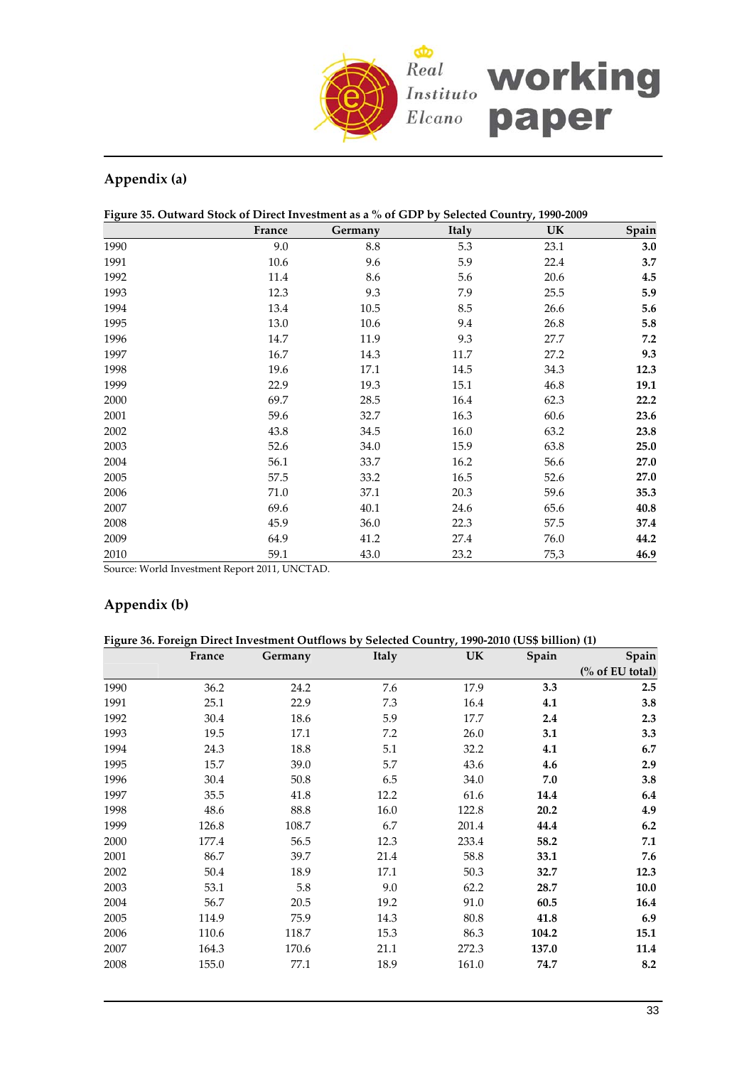## Appendix (a)

**Figure 35. Outward Stock of Direct Investment as a % of GDP by Selected Country, 1990-2009**

| | France | Germany | Italy | UK | Spain |
|---|---|---|---|---|---|
| 1990 | 9.0 | 8.8 | 5.3 | 23.1 | **3.0** |
| 1991 | 10.6 | 9.6 | 5.9 | 22.4 | **3.7** |
| 1992 | 11.4 | 8.6 | 5.6 | 20.6 | **4.5** |
| 1993 | 12.3 | 9.3 | 7.9 | 25.5 | **5.9** |
| 1994 | 13.4 | 10.5 | 8.5 | 26.6 | **5.6** |
| 1995 | 13.0 | 10.6 | 9.4 | 26.8 | **5.8** |
| 1996 | 14.7 | 11.9 | 9.3 | 27.7 | **7.2** |
| 1997 | 16.7 | 14.3 | 11.7 | 27.2 | **9.3** |
| 1998 | 19.6 | 17.1 | 14.5 | 34.3 | **12.3** |
| 1999 | 22.9 | 19.3 | 15.1 | 46.8 | **19.1** |
| 2000 | 69.7 | 28.5 | 16.4 | 62.3 | **22.2** |
| 2001 | 59.6 | 32.7 | 16.3 | 60.6 | **23.6** |
| 2002 | 43.8 | 34.5 | 16.0 | 63.2 | **23.8** |
| 2003 | 52.6 | 34.0 | 15.9 | 63.8 | **25.0** |
| 2004 | 56.1 | 33.7 | 16.2 | 56.6 | **27.0** |
| 2005 | 57.5 | 33.2 | 16.5 | 52.6 | **27.0** |
| 2006 | 71.0 | 37.1 | 20.3 | 59.6 | **35.3** |
| 2007 | 69.6 | 40.1 | 24.6 | 65.6 | **40.8** |
| 2008 | 45.9 | 36.0 | 22.3 | 57.5 | **37.4** |
| 2009 | 64.9 | 41.2 | 27.4 | 76.0 | **44.2** |
| 2010 | 59.1 | 43.0 | 23.2 | 75,3 | **46.9** |

Source: World Investment Report 2011, UNCTAD.

## Appendix (b)

**Figure 36. Foreign Direct Investment Outflows by Selected Country, 1990-2010 (US$ billion) (1)**

| | France | Germany | Italy | UK | Spain | Spain (% of EU total) |
|---|---|---|---|---|---|---|
| 1990 | 36.2 | 24.2 | 7.6 | 17.9 | **3.3** | **2.5** |
| 1991 | 25.1 | 22.9 | 7.3 | 16.4 | **4.1** | **3.8** |
| 1992 | 30.4 | 18.6 | 5.9 | 17.7 | **2.4** | **2.3** |
| 1993 | 19.5 | 17.1 | 7.2 | 26.0 | **3.1** | **3.3** |
| 1994 | 24.3 | 18.8 | 5.1 | 32.2 | **4.1** | **6.7** |
| 1995 | 15.7 | 39.0 | 5.7 | 43.6 | **4.6** | **2.9** |
| 1996 | 30.4 | 50.8 | 6.5 | 34.0 | **7.0** | **3.8** |
| 1997 | 35.5 | 41.8 | 12.2 | 61.6 | **14.4** | **6.4** |
| 1998 | 48.6 | 88.8 | 16.0 | 122.8 | **20.2** | **4.9** |
| 1999 | 126.8 | 108.7 | 6.7 | 201.4 | **44.4** | **6.2** |
| 2000 | 177.4 | 56.5 | 12.3 | 233.4 | **58.2** | **7.1** |
| 2001 | 86.7 | 39.7 | 21.4 | 58.8 | **33.1** | **7.6** |
| 2002 | 50.4 | 18.9 | 17.1 | 50.3 | **32.7** | **12.3** |
| 2003 | 53.1 | 5.8 | 9.0 | 62.2 | **28.7** | **10.0** |
| 2004 | 56.7 | 20.5 | 19.2 | 91.0 | **60.5** | **16.4** |
| 2005 | 114.9 | 75.9 | 14.3 | 80.8 | **41.8** | **6.9** |
| 2006 | 110.6 | 118.7 | 15.3 | 86.3 | **104.2** | **15.1** |
| 2007 | 164.3 | 170.6 | 21.1 | 272.3 | **137.0** | **11.4** |
| 2008 | 155.0 | 77.1 | 18.9 | 161.0 | **74.7** | **8.2** |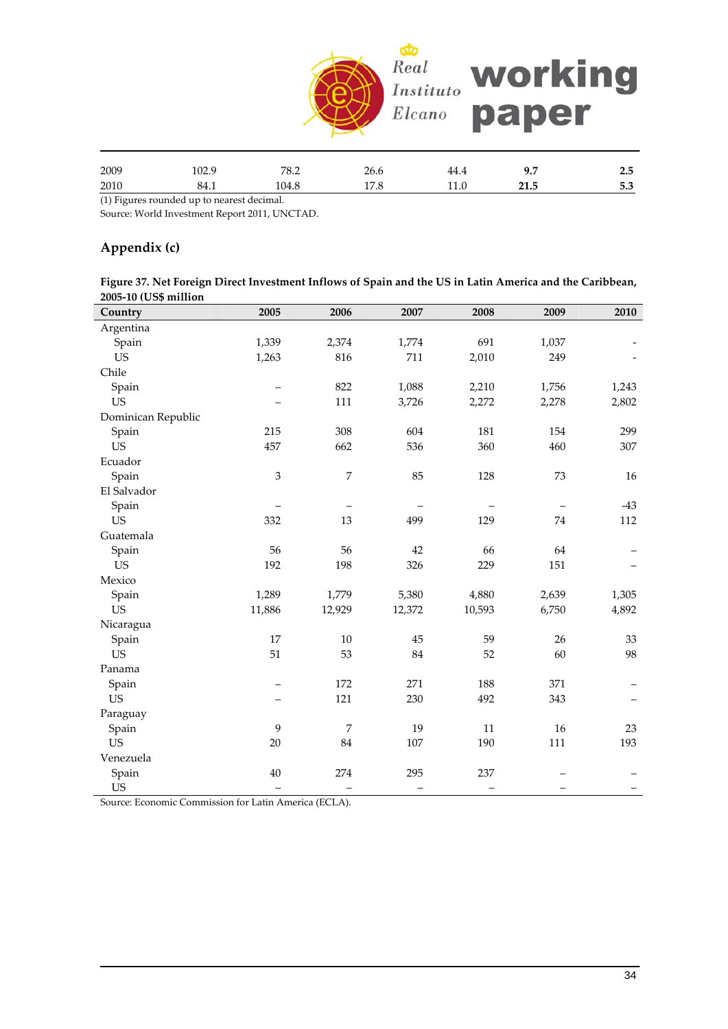| 2009 | 102.9 | 78.2 | 26.6 | 44.4 | **9.7** | **2.5** |
|---|---|---|---|---|---|---|
| 2010 | 84.1 | 104.8 | 17.8 | 11.0 | **21.5** | **5.3** |

(1) Figures rounded up to nearest decimal.
Source: World Investment Report 2011, UNCTAD.

## Appendix (c)

**Figure 37. Net Foreign Direct Investment Inflows of Spain and the US in Latin America and the Caribbean, 2005-10 (US$ million**

| Country | 2005 | 2006 | 2007 | 2008 | 2009 | 2010 |
|---|---|---|---|---|---|---|
| Argentina | | | | | | |
| Spain | 1,339 | 2,374 | 1,774 | 691 | 1,037 | - |
| US | 1,263 | 816 | 711 | 2,010 | 249 | - |
| Chile | | | | | | |
| Spain | – | 822 | 1,088 | 2,210 | 1,756 | 1,243 |
| US | – | 111 | 3,726 | 2,272 | 2,278 | 2,802 |
| Dominican Republic | | | | | | |
| Spain | 215 | 308 | 604 | 181 | 154 | 299 |
| US | 457 | 662 | 536 | 360 | 460 | 307 |
| Ecuador | | | | | | |
| Spain | 3 | 7 | 85 | 128 | 73 | 16 |
| El Salvador | | | | | | |
| Spain | – | – | – | – | – | -43 |
| US | 332 | 13 | 499 | 129 | 74 | 112 |
| Guatemala | | | | | | |
| Spain | 56 | 56 | 42 | 66 | 64 | – |
| US | 192 | 198 | 326 | 229 | 151 | – |
| Mexico | | | | | | |
| Spain | 1,289 | 1,779 | 5,380 | 4,880 | 2,639 | 1,305 |
| US | 11,886 | 12,929 | 12,372 | 10,593 | 6,750 | 4,892 |
| Nicaragua | | | | | | |
| Spain | 17 | 10 | 45 | 59 | 26 | 33 |
| US | 51 | 53 | 84 | 52 | 60 | 98 |
| Panama | | | | | | |
| Spain | – | 172 | 271 | 188 | 371 | – |
| US | – | 121 | 230 | 492 | 343 | – |
| Paraguay | | | | | | |
| Spain | 9 | 7 | 19 | 11 | 16 | 23 |
| US | 20 | 84 | 107 | 190 | 111 | 193 |
| Venezuela | | | | | | |
| Spain | 40 | 274 | 295 | 237 | – | – |
| US | – | – | – | – | – | – |

Source: Economic Commission for Latin America (ECLA).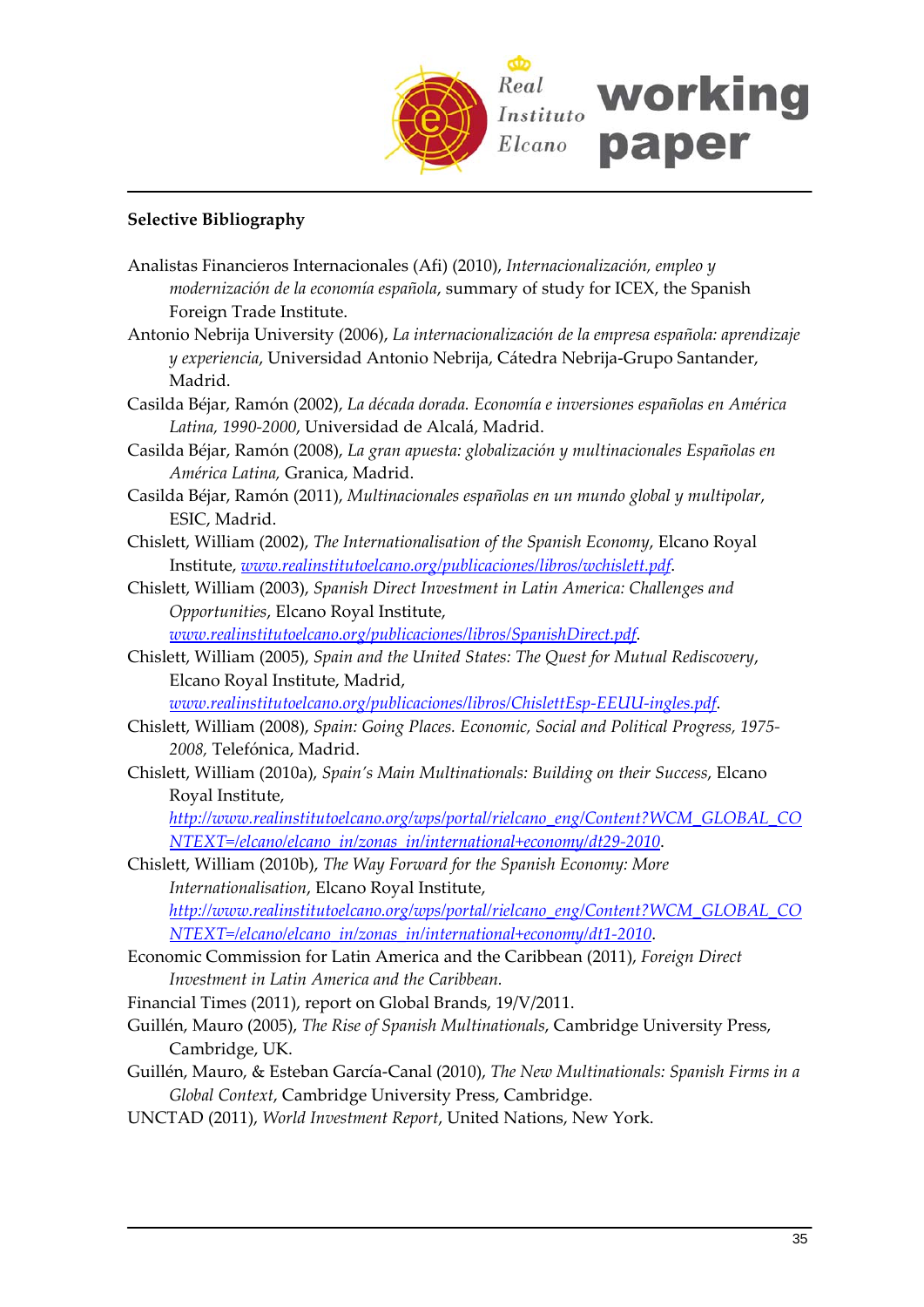**Selective Bibliography**

Analistas Financieros Internacionales (Afi) (2010), *Internacionalización, empleo y modernización de la economía española*, summary of study for ICEX, the Spanish Foreign Trade Institute.

Antonio Nebrija University (2006), *La internacionalización de la empresa española: aprendizaje y experiencia*, Universidad Antonio Nebrija, Cátedra Nebrija-Grupo Santander, Madrid.

Casilda Béjar, Ramón (2002), *La década dorada. Economía e inversiones españolas en América Latina, 1990-2000*, Universidad de Alcalá, Madrid.

Casilda Béjar, Ramón (2008), *La gran apuesta: globalización y multinacionales Españolas en América Latina,* Granica, Madrid.

Casilda Béjar, Ramón (2011), *Multinacionales españolas en un mundo global y multipolar*, ESIC, Madrid.

Chislett, William (2002), *The Internationalisation of the Spanish Economy*, Elcano Royal Institute, *www.realinstitutoelcano.org/publicaciones/libros/wchislett.pdf*.

Chislett, William (2003), *Spanish Direct Investment in Latin America: Challenges and Opportunities*, Elcano Royal Institute, *www.realinstitutoelcano.org/publicaciones/libros/SpanishDirect.pdf*.

Chislett, William (2005), *Spain and the United States: The Quest for Mutual Rediscovery*, Elcano Royal Institute, Madrid, *www.realinstitutoelcano.org/publicaciones/libros/ChislettEsp-EEUU-ingles.pdf*.

Chislett, William (2008), *Spain: Going Places. Economic, Social and Political Progress, 1975-2008,* Telefónica, Madrid.

Chislett, William (2010a), *Spain's Main Multinationals: Building on their Success*, Elcano Royal Institute, *http://www.realinstitutoelcano.org/wps/portal/rielcano_eng/Content?WCM_GLOBAL_CONTEXT=/elcano/elcano_in/zonas_in/international+economy/dt29-2010*.

Chislett, William (2010b), *The Way Forward for the Spanish Economy: More Internationalisation*, Elcano Royal Institute, *http://www.realinstitutoelcano.org/wps/portal/rielcano_eng/Content?WCM_GLOBAL_CONTEXT=/elcano/elcano_in/zonas_in/international+economy/dt1-2010*.

Economic Commission for Latin America and the Caribbean (2011), *Foreign Direct Investment in Latin America and the Caribbean.*

Financial Times (2011), report on Global Brands, 19/V/2011.

Guillén, Mauro (2005), *The Rise of Spanish Multinationals*, Cambridge University Press, Cambridge, UK.

Guillén, Mauro, & Esteban García-Canal (2010), *The New Multinationals: Spanish Firms in a Global Context*, Cambridge University Press, Cambridge.

UNCTAD (2011), *World Investment Report*, United Nations, New York.